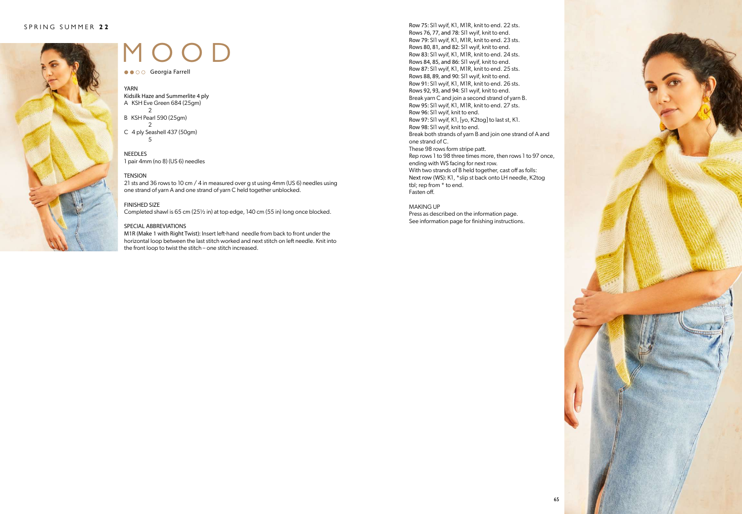# MOOD

●●○○ Georgia Farrell

YARN
Kidsilk Haze and Summerlite 4 ply
A KSH Eve Green 684 (25gm)
2
B KSH Pearl 590 (25gm)
2
C 4 ply Seashell 437 (50gm)
5

NEEDLES
1 pair 4mm (no 8) (US 6) needles

TENSION
21 sts and 36 rows to 10 cm / 4 in measured over g st using 4mm (US 6) needles using one strand of yarn A and one strand of yarn C held together unblocked.

FINISHED SIZE
Completed shawl is 65 cm (25½ in) at top edge, 140 cm (55 in) long once blocked.

SPECIAL ABBREVIATIONS
M1R (Make 1 with Right Twist): Insert left-hand needle from back to front under the horizontal loop between the last stitch worked and next stitch on left needle. Knit into the front loop to twist the stitch – one stitch increased.

Row 75: Sl1 wyif, K1, M1R, knit to end. 22 sts.
Rows 76, 77, and 78: Sl1 wyif, knit to end.
Row 79: Sl1 wyif, K1, M1R, knit to end. 23 sts.
Rows 80, 81, and 82: Sl1 wyif, knit to end.
Row 83: Sl1 wyif, K1, M1R, knit to end. 24 sts.
Rows 84, 85, and 86: Sl1 wyif, knit to end.
Row 87: Sl1 wyif, K1, M1R, knit to end. 25 sts.
Rows 88, 89, and 90: Sl1 wyif, knit to end.
Row 91: Sl1 wyif, K1, M1R, knit to end. 26 sts.
Rows 92, 93, and 94: Sl1 wyif, knit to end.
Break yarn C and join a second strand of yarn B.
Row 95: Sl1 wyif, K1, M1R, knit to end. 27 sts.
Row 96: Sl1 wyif, knit to end.
Row 97: Sl1 wyif, K1, [yo, K2tog] to last st, K1.
Row 98: Sl1 wyif, knit to end.
Break both strands of yarn B and join one strand of A and one strand of C.
These 98 rows form stripe patt.
Rep rows 1 to 98 three times more, then rows 1 to 97 once, ending with WS facing for next row.
With two strands of B held together, cast off as folls:
Next row (WS): K1, *slip st back onto LH needle, K2tog tbl; rep from * to end.
Fasten off.

MAKING UP
Press as described on the information page.
See information page for finishing instructions.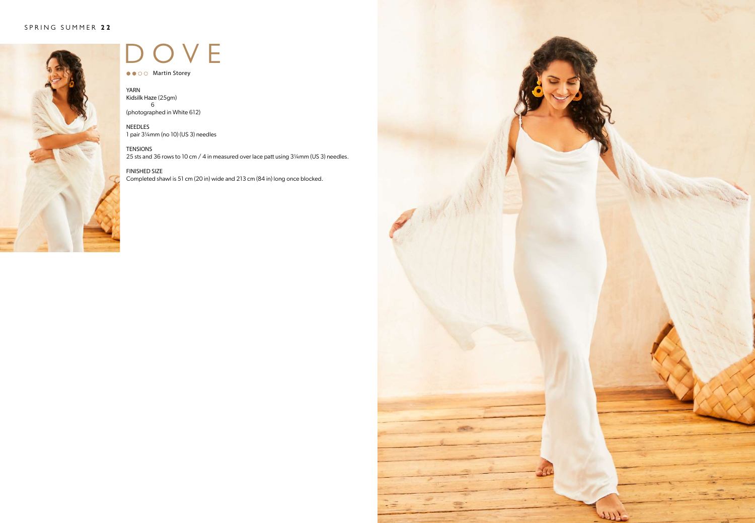# DOVE

●●○○ Martin Storey

YARN
Kidsilk Haze (25gm)
6
(photographed in White 612)

NEEDLES
1 pair 3¼mm (no 10) (US 3) needles

TENSIONS
25 sts and 36 rows to 10 cm / 4 in measured over lace patt using 3¼mm (US 3) needles.

FINISHED SIZE
Completed shawl is 51 cm (20 in) wide and 213 cm (84 in) long once blocked.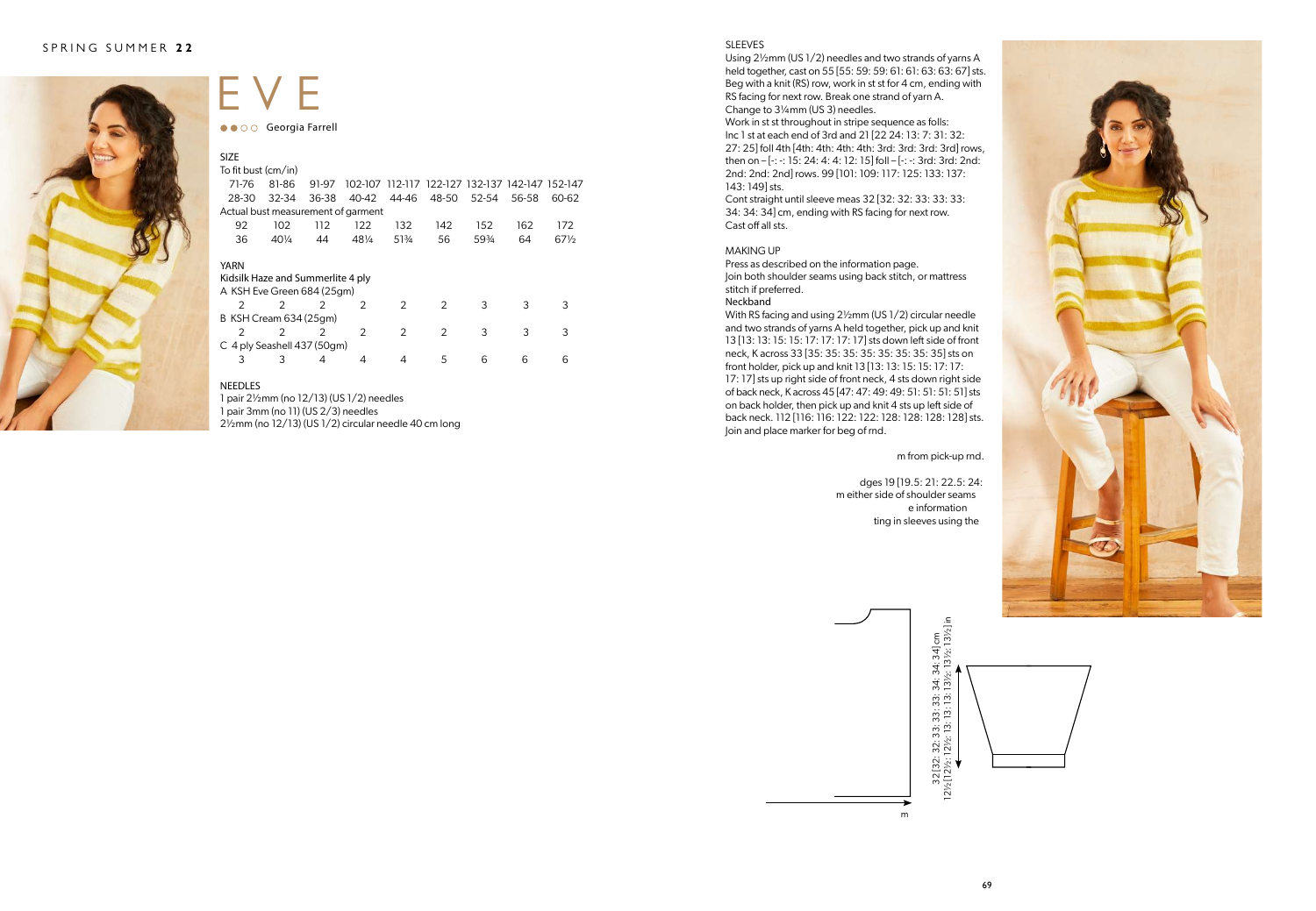# EVE

●●○○ Georgia Farrell

## SIZE

| To fit bust (cm/in) | | | | | | | | |
|---|---|---|---|---|---|---|---|---|
| 71-76 | 81-86 | 91-97 | 102-107 | 112-117 | 122-127 | 132-137 | 142-147 | 152-147 |
| 28-30 | 32-34 | 36-38 | 40-42 | 44-46 | 48-50 | 52-54 | 56-58 | 60-62 |
| **Actual bust measurement of garment** | | | | | | | | |
| 92 | 102 | 112 | 122 | 132 | 142 | 152 | 162 | 172 |
| 36 | 40¼ | 44 | 48¼ | 51¾ | 56 | 59¾ | 64 | 67½ |

## YARN

Kidsilk Haze and Summerlite 4 ply

| A KSH Eve Green 684 (25gm) | | | | | | | | |
|---|---|---|---|---|---|---|---|---|
| 2 | 2 | 2 | 2 | 2 | 2 | 3 | 3 | 3 |
| **B KSH Cream 634 (25gm)** | | | | | | | | |
| 2 | 2 | 2 | 2 | 2 | 2 | 3 | 3 | 3 |
| **C 4 ply Seashell 437 (50gm)** | | | | | | | | |
| 3 | 3 | 4 | 4 | 4 | 5 | 6 | 6 | 6 |

## NEEDLES

1 pair 2½mm (no 12/13) (US 1/2) needles
1 pair 3mm (no 11) (US 2/3) needles
2½mm (no 12/13) (US 1/2) circular needle 40 cm long

## SLEEVES

Using 2½mm (US 1/2) needles and two strands of yarns A held together, cast on 55 [55: 59: 59: 61: 61: 63: 63: 67] sts.
Beg with a knit (RS) row, work in st st for 4 cm, ending with RS facing for next row. Break one strand of yarn A.
Change to 3¼mm (US 3) needles.
Work in st st throughout in stripe sequence as folls:
Inc 1 st at each end of 3rd and 21 [22 24: 13: 7: 31: 32: 27: 25] foll 4th [4th: 4th: 4th: 4th: 3rd: 3rd: 3rd: 3rd] rows, then on – [-: -: 15: 24: 4: 4: 12: 15] foll – [-: -: 3rd: 3rd: 2nd: 2nd: 2nd: 2nd] rows. 99 [101: 109: 117: 125: 133: 137: 143: 149] sts.
Cont straight until sleeve meas 32 [32: 32: 33: 33: 33: 34: 34: 34] cm, ending with RS facing for next row.
Cast off all sts.

## MAKING UP

Press as described on the information page.
Join both shoulder seams using back stitch, or mattress stitch if preferred.

### Neckband

With RS facing and using 2½mm (US 1/2) circular needle and two strands of yarns A held together, pick up and knit 13 [13: 13: 15: 15: 17: 17: 17: 17] sts down left side of front neck, K across 33 [35: 35: 35: 35: 35: 35: 35: 35] sts on front holder, pick up and knit 13 [13: 13: 15: 15: 17: 17: 17: 17] sts up right side of front neck, 4 sts down right side of back neck, K across 45 [47: 47: 49: 49: 51: 51: 51: 51] sts on back holder, then pick up and knit 4 sts up left side of back neck. 112 [116: 116: 122: 122: 128: 128: 128: 128] sts. Join and place marker for beg of rnd.

m from pick-up rnd.

dges 19 [19.5: 21: 22.5: 24:
m either side of shoulder seams
e information
ting in sleeves using the

32 [32: 32: 33: 33: 33: 34: 34: 34] cm
12½ [12½: 12½: 13: 13: 13: 13½: 13½: 13½] in

m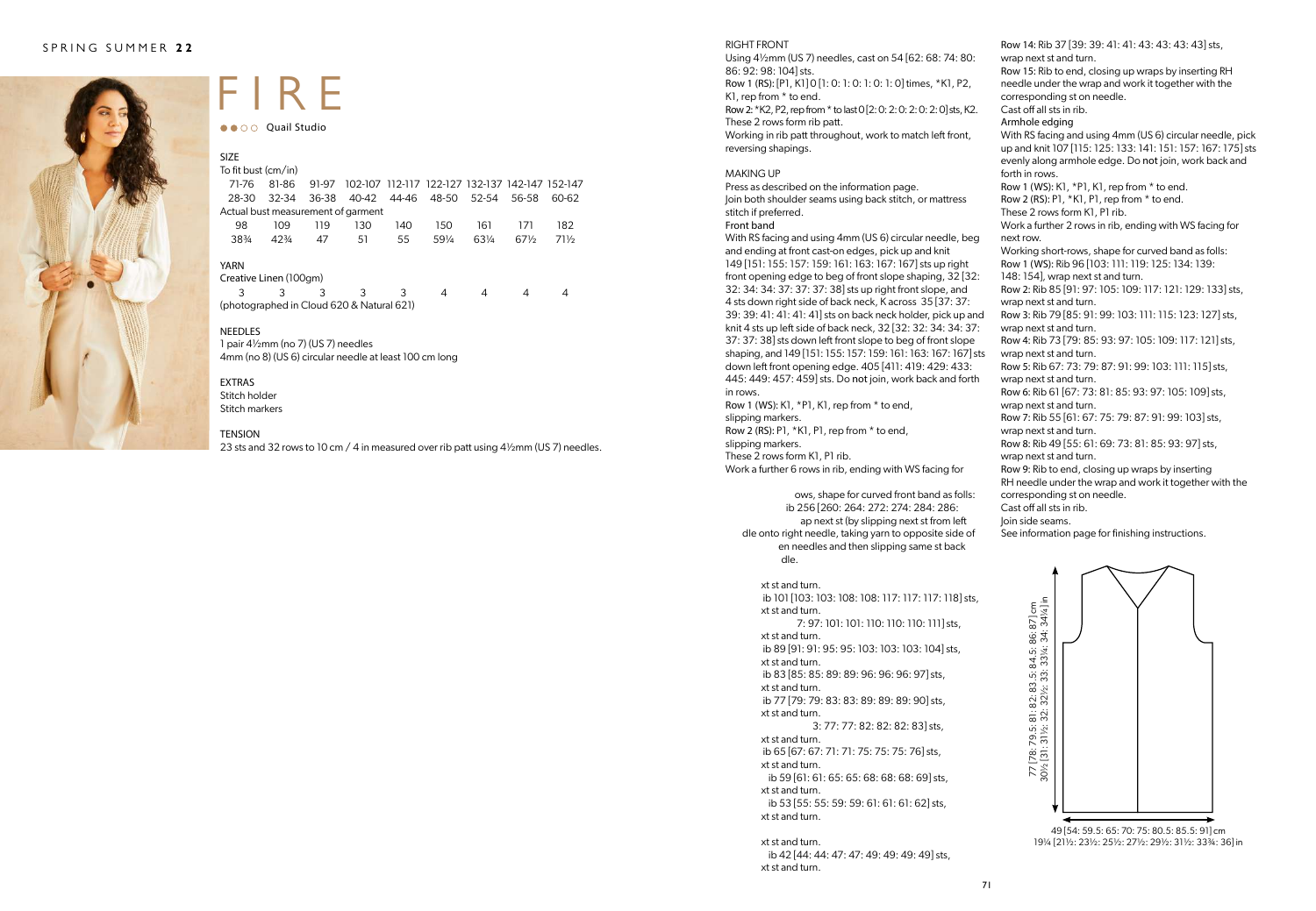# FIRE

●●○○ Quail Studio

### SIZE

To fit bust (cm/in)

| 71-76 | 81-86 | 91-97 | 102-107 | 112-117 | 122-127 | 132-137 | 142-147 | 152-147 |
|---|---|---|---|---|---|---|---|---|
| 28-30 | 32-34 | 36-38 | 40-42 | 44-46 | 48-50 | 52-54 | 56-58 | 60-62 |

Actual bust measurement of garment

| 98 | 109 | 119 | 130 | 140 | 150 | 161 | 171 | 182 |
|---|---|---|---|---|---|---|---|---|
| 38¾ | 42¾ | 47 | 51 | 55 | 59¼ | 63¼ | 67½ | 71½ |

### YARN

Creative Linen (100gm)

| 3 | 3 | 3 | 3 | 3 | 4 | 4 | 4 | 4 |
|---|---|---|---|---|---|---|---|---|

(photographed in Cloud 620 & Natural 621)

### NEEDLES

1 pair 4½mm (no 7) (US 7) needles
4mm (no 8) (US 6) circular needle at least 100 cm long

### EXTRAS

Stitch holder
Stitch markers

### TENSION

23 sts and 32 rows to 10 cm / 4 in measured over rib patt using 4½mm (US 7) needles.

### RIGHT FRONT

Using 4½mm (US 7) needles, cast on 54 [62: 68: 74: 80: 86: 92: 98: 104] sts.

**Row 1 (RS):** [P1, K1] 0 [1: 0: 1: 0: 1: 0: 1: 0] times, *K1, P2, K1, rep from * to end.

**Row 2:** *K2, P2, rep from * to last 0 [2: 0: 2: 0: 2: 0: 2: 0] sts, K2.

These 2 rows form rib patt.

Working in rib patt throughout, work to match left front, reversing shapings.

### MAKING UP

Press as described on the information page.

Join both shoulder seams using back stitch, or mattress stitch if preferred.

**Front band**

With RS facing and using 4mm (US 6) circular needle, beg and ending at front cast-on edges, pick up and knit 149 [151: 155: 157: 159: 161: 163: 167: 167] sts up right front opening edge to beg of front slope shaping, 32 [32: 32: 34: 34: 37: 37: 37: 38] sts up right front slope, and 4 sts down right side of back neck, K across 35 [37: 37: 39: 39: 41: 41: 41: 41] sts on back neck holder, pick up and knit 4 sts up left side of back neck, 32 [32: 32: 34: 34: 37: 37: 37: 38] sts down left front slope to beg of front slope shaping, and 149 [151: 155: 157: 159: 161: 163: 167: 167] sts down left front opening edge. 405 [411: 419: 429: 433: 445: 449: 457: 459] sts. Do **not** join, work back and forth in rows.

**Row 1 (WS):** K1, *P1, K1, rep from * to end, slipping markers.

**Row 2 (RS):** P1, *K1, P1, rep from * to end, slipping markers.

These 2 rows form K1, P1 rib.

Work a further 6 rows in rib, ending with WS facing for

ows, shape for curved front band as folls:
ib 256 [260: 264: 272: 274: 284: 286:
ap next st (by slipping next st from left
dle onto right needle, taking yarn to opposite side of
en needles and then slipping same st back
dle.

xt st and turn.
ib 101 [103: 103: 108: 108: 117: 117: 117: 118] sts,
xt st and turn.
7: 97: 101: 101: 110: 110: 110: 111] sts,
xt st and turn.
ib 89 [91: 91: 95: 95: 103: 103: 103: 104] sts,
xt st and turn.
ib 83 [85: 85: 89: 89: 96: 96: 96: 97] sts,
xt st and turn.
ib 77 [79: 79: 83: 83: 89: 89: 89: 90] sts,
xt st and turn.
3: 77: 77: 82: 82: 82: 83] sts,
xt st and turn.
ib 65 [67: 67: 71: 71: 75: 75: 75: 76] sts,
xt st and turn.
ib 59 [61: 61: 65: 65: 68: 68: 68: 69] sts,
xt st and turn.
ib 53 [55: 55: 59: 59: 61: 61: 61: 62] sts,
xt st and turn.

xt st and turn.
ib 42 [44: 44: 47: 47: 49: 49: 49: 49] sts,
xt st and turn.

**Row 14:** Rib 37 [39: 39: 41: 41: 43: 43: 43: 43] sts, wrap next st and turn.

**Row 15:** Rib to end, closing up wraps by inserting RH needle under the wrap and work it together with the corresponding st on needle.

Cast off all sts in rib.

**Armhole edging**

With RS facing and using 4mm (US 6) circular needle, pick up and knit 107 [115: 125: 133: 141: 151: 157: 167: 175] sts evenly along armhole edge. Do **not** join, work back and forth in rows.

**Row 1 (WS):** K1, *P1, K1, rep from * to end.

**Row 2 (RS):** P1, *K1, P1, rep from * to end.

These 2 rows form K1, P1 rib.

Work a further 2 rows in rib, ending with WS facing for next row.

Working short-rows, shape for curved band as folls:

**Row 1 (WS):** Rib 96 [103: 111: 119: 125: 134: 139: 148: 154], wrap next st and turn.

**Row 2:** Rib 85 [91: 97: 105: 109: 117: 121: 129: 133] sts, wrap next st and turn.

**Row 3:** Rib 79 [85: 91: 99: 103: 111: 115: 123: 127] sts, wrap next st and turn.

**Row 4:** Rib 73 [79: 85: 93: 97: 105: 109: 117: 121] sts, wrap next st and turn.

**Row 5:** Rib 67: 73: 79: 87: 91: 99: 103: 111: 115] sts, wrap next st and turn.

**Row 6:** Rib 61 [67: 73: 81: 85: 93: 97: 105: 109] sts, wrap next st and turn.

**Row 7:** Rib 55 [61: 67: 75: 79: 87: 91: 99: 103] sts, wrap next st and turn.

**Row 8:** Rib 49 [55: 61: 69: 73: 81: 85: 93: 97] sts, wrap next st and turn.

**Row 9:** Rib to end, closing up wraps by inserting RH needle under the wrap and work it together with the corresponding st on needle.

Cast off all sts in rib.

Join side seams.

See information page for finishing instructions.

77 [78: 79.5: 81: 82: 83.5: 84.5: 86: 87] cm
30½ [31: 31½: 32: 32½: 33: 33¼: 34: 34¼] in

49 [54: 59.5: 65: 70: 75: 80.5: 85.5: 91] cm
19¼ [21½: 23½: 25½: 27½: 29½: 31½: 33¾: 36] in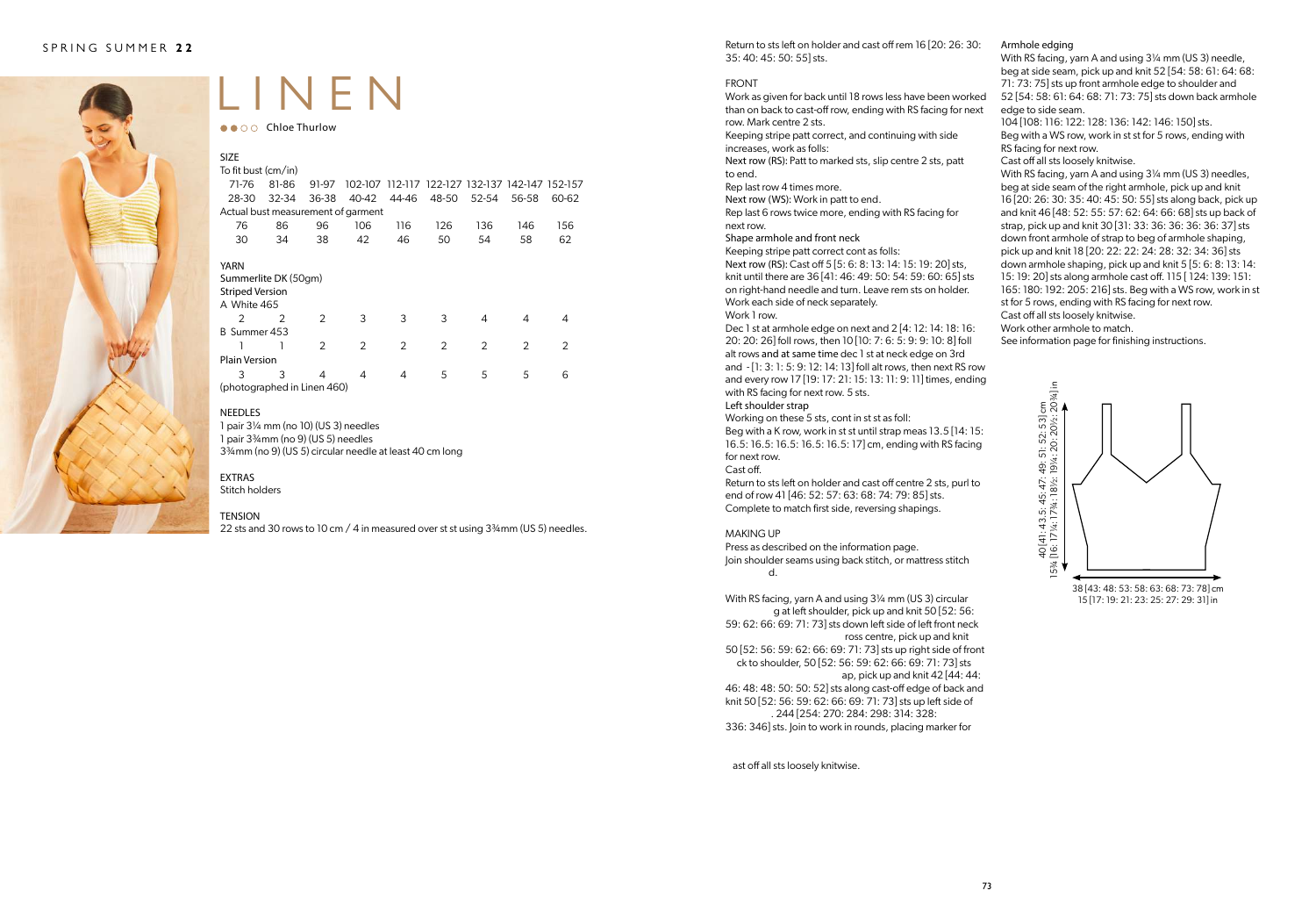# LINEN

●●○○ Chloe Thurlow

## SIZE

| To fit bust (cm/in) | | | | | | | | |
|---|---|---|---|---|---|---|---|---|
| 71-76 | 81-86 | 91-97 | 102-107 | 112-117 | 122-127 | 132-137 | 142-147 | 152-157 |
| 28-30 | 32-34 | 36-38 | 40-42 | 44-46 | 48-50 | 52-54 | 56-58 | 60-62 |
| Actual bust measurement of garment | | | | | | | | |
| 76 | 86 | 96 | 106 | 116 | 126 | 136 | 146 | 156 |
| 30 | 34 | 38 | 42 | 46 | 50 | 54 | 58 | 62 |

## YARN

Summerlite DK (50gm)

| Striped Version | | | | | | | | |
|---|---|---|---|---|---|---|---|---|
| A White 465 | | | | | | | | |
| 2 | 2 | 2 | 3 | 3 | 3 | 4 | 4 | 4 |
| B Summer 453 | | | | | | | | |
| 1 | 1 | 2 | 2 | 2 | 2 | 2 | 2 | 2 |
| Plain Version | | | | | | | | |
| 3 | 3 | 4 | 4 | 4 | 5 | 5 | 5 | 6 |

(photographed in Linen 460)

## NEEDLES

1 pair 3¼ mm (no 10) (US 3) needles
1 pair 3¾mm (no 9) (US 5) needles
3¾mm (no 9) (US 5) circular needle at least 40 cm long

## EXTRAS

Stitch holders

## TENSION

22 sts and 30 rows to 10 cm / 4 in measured over st st using 3¾mm (US 5) needles.

Return to sts left on holder and cast off rem 16 [20: 26: 30: 35: 40: 45: 50: 55] sts.

## FRONT

Work as given for back until 18 rows less have been worked than on back to cast-off row, ending with RS facing for next row. Mark centre 2 sts.

Keeping stripe patt correct, and continuing with side increases, work as folls:

Next row (RS): Patt to marked sts, slip centre 2 sts, patt to end.

Rep last row 4 times more.

Next row (WS): Work in patt to end.

Rep last 6 rows twice more, ending with RS facing for next row.

### Shape armhole and front neck

Keeping stripe patt correct cont as folls:

Next row (RS): Cast off 5 [5: 6: 8: 13: 14: 15: 19: 20] sts, knit until there are 36 [41: 46: 49: 50: 54: 59: 60: 65] sts on right-hand needle and turn. Leave rem sts on holder.

Work each side of neck separately.

Work 1 row.

Dec 1 st at armhole edge on next and 2 [4: 12: 14: 18: 16: 20: 20: 26] foll rows, then 10 [10: 7: 6: 5: 9: 9: 10: 8] foll alt rows and at same time dec 1 st at neck edge on 3rd and - [1: 3: 1: 5: 9: 12: 14: 13] foll alt rows, then next RS row and every row 17 [19: 17: 21: 15: 13: 11: 9: 11] times, ending with RS facing for next row. 5 sts.

### Left shoulder strap

Working on these 5 sts, cont in st st as foll:

Beg with a K row, work in st st until strap meas 13.5 [14: 15: 16.5: 16.5: 16.5: 16.5: 16.5: 17] cm, ending with RS facing for next row.

Cast off.

Return to sts left on holder and cast off centre 2 sts, purl to end of row 41 [46: 52: 57: 63: 68: 74: 79: 85] sts.

Complete to match first side, reversing shapings.

## MAKING UP

Press as described on the information page.

Join shoulder seams using back stitch, or mattress stitch d.

With RS facing, yarn A and using 3¼ mm (US 3) circular g at left shoulder, pick up and knit 50 [52: 56: 59: 62: 66: 69: 71: 73] sts down left side of left front neck ross centre, pick up and knit 50 [52: 56: 59: 62: 66: 69: 71: 73] sts up right side of front ck to shoulder, 50 [52: 56: 59: 62: 66: 69: 71: 73] sts ap, pick up and knit 42 [44: 44: 46: 48: 48: 50: 50: 52] sts along cast-off edge of back and knit 50 [52: 56: 59: 62: 66: 69: 71: 73] sts up left side of . 244 [254: 270: 284: 298: 314: 328: 336: 346] sts. Join to work in rounds, placing marker for

ast off all sts loosely knitwise.

### Armhole edging

With RS facing, yarn A and using 3¼ mm (US 3) needle, beg at side seam, pick up and knit 52 [54: 58: 61: 64: 68: 71: 73: 75] sts up front armhole edge to shoulder and 52 [54: 58: 61: 64: 68: 71: 73: 75] sts down back armhole edge to side seam.

104 [108: 116: 122: 128: 136: 142: 146: 150] sts.

Beg with a WS row, work in st st for 5 rows, ending with RS facing for next row.

Cast off all sts loosely knitwise.

With RS facing, yarn A and using 3¼ mm (US 3) needles, beg at side seam of the right armhole, pick up and knit 16 [20: 26: 30: 35: 40: 45: 50: 55] sts along back, pick up and knit 46 [48: 52: 55: 57: 62: 64: 66: 68] sts up back of strap, pick up and knit 30 [31: 33: 36: 36: 36: 36: 36: 37] sts down front armhole of strap to beg of armhole shaping, pick up and knit 18 [20: 22: 22: 24: 28: 32: 34: 36] sts down armhole shaping, pick up and knit 5 [5: 6: 8: 13: 14: 15: 19: 20] sts along armhole cast off. 115 [ 124: 139: 151: 165: 180: 192: 205: 216] sts. Beg with a WS row, work in st st for 5 rows, ending with RS facing for next row.

Cast off all sts loosely knitwise.

Work other armhole to match.

See information page for finishing instructions.

40 [41: 43.5: 45: 47: 49: 51: 52: 53] cm
15¾ [16: 17¼: 17¾: 18½: 19¼: 20: 20½: 20¾] in

38 [43: 48: 53: 58: 63: 68: 73: 78] cm
15 [17: 19: 21: 23: 25: 27: 29: 31] in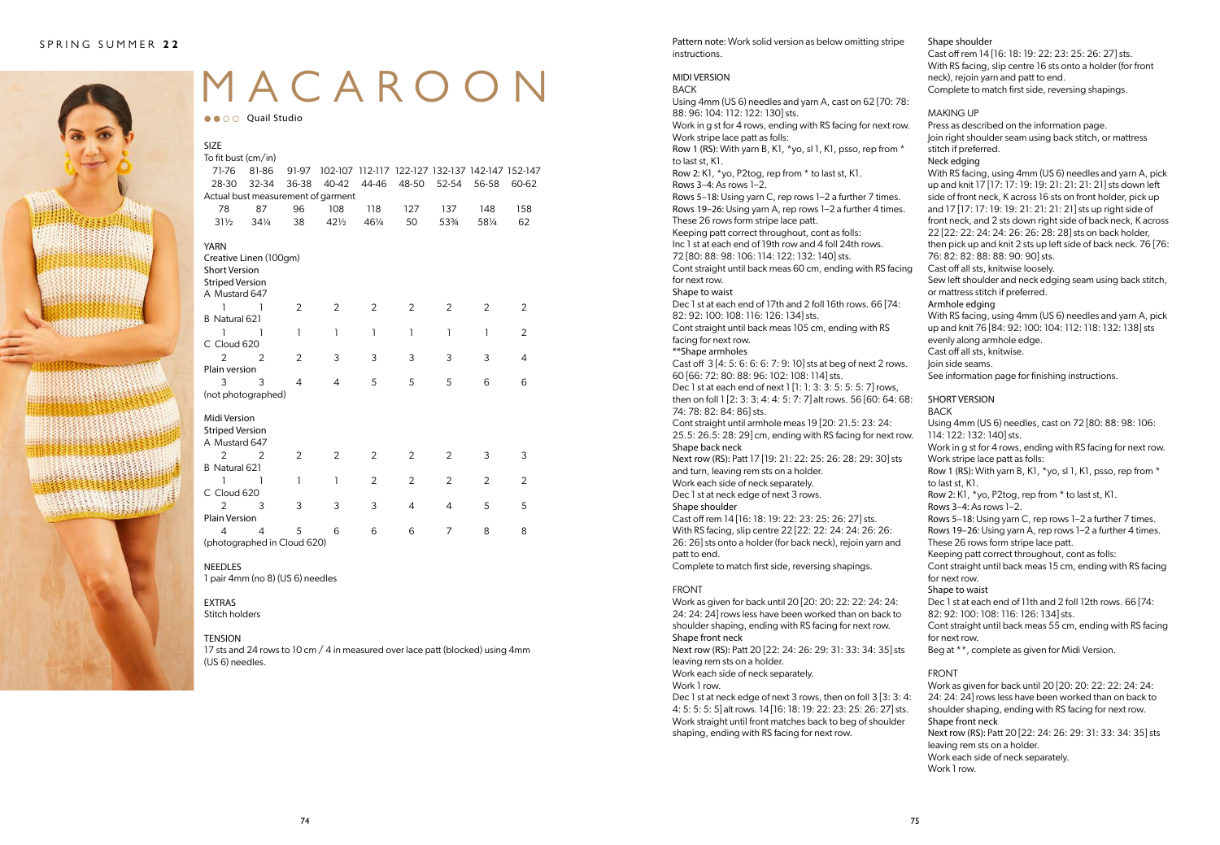# MACAROON

●●○○ Quail Studio

## SIZE

| To fit bust (cm/in) | | | | | | | | |
|---|---|---|---|---|---|---|---|---|
| 71-76 | 81-86 | 91-97 | 102-107 | 112-117 | 122-127 | 132-137 | 142-147 | 152-147 |
| 28-30 | 32-34 | 36-38 | 40-42 | 44-46 | 48-50 | 52-54 | 56-58 | 60-62 |
| **Actual bust measurement of garment** | | | | | | | | |
| 78 | 87 | 96 | 108 | 118 | 127 | 137 | 148 | 158 |
| 31½ | 34¼ | 38 | 42½ | 46¼ | 50 | 53¾ | 58¼ | 62 |

## YARN

Creative Linen (100gm)

**Short Version**

| Striped Version | | | | | | | | |
|---|---|---|---|---|---|---|---|---|
| A Mustard 647 | | | | | | | | |
| 1 | 1 | 2 | 2 | 2 | 2 | 2 | 2 | 2 |
| B Natural 621 | | | | | | | | |
| 1 | 1 | 1 | 1 | 1 | 1 | 1 | 1 | 2 |
| C Cloud 620 | | | | | | | | |
| 2 | 2 | 2 | 3 | 3 | 3 | 3 | 3 | 4 |
| Plain version | | | | | | | | |
| 3 | 3 | 4 | 4 | 5 | 5 | 5 | 6 | 6 |

(not photographed)

**Midi Version**

| Striped Version | | | | | | | | |
|---|---|---|---|---|---|---|---|---|
| A Mustard 647 | | | | | | | | |
| 2 | 2 | 2 | 2 | 2 | 2 | 2 | 3 | 3 |
| B Natural 621 | | | | | | | | |
| 1 | 1 | 1 | 1 | 2 | 2 | 2 | 2 | 2 |
| C Cloud 620 | | | | | | | | |
| 2 | 3 | 3 | 3 | 3 | 4 | 4 | 5 | 5 |
| Plain Version | | | | | | | | |
| 4 | 4 | 5 | 6 | 6 | 6 | 7 | 8 | 8 |

(photographed in Cloud 620)

## NEEDLES

1 pair 4mm (no 8) (US 6) needles

## EXTRAS

Stitch holders

## TENSION

17 sts and 24 rows to 10 cm / 4 in measured over lace patt (blocked) using 4mm (US 6) needles.

Pattern note: Work solid version as below omitting stripe instructions.

## MIDI VERSION

### BACK

Using 4mm (US 6) needles and yarn A, cast on 62 [70: 78: 88: 96: 104: 112: 122: 130] sts.

Work in g st for 4 rows, ending with RS facing for next row.

Work stripe lace patt as folls:

Row 1 (RS): With yarn B, K1, *yo, sl 1, K1, psso, rep from * to last st, K1.

Row 2: K1, *yo, P2tog, rep from * to last st, K1.

Rows 3–4: As rows 1–2.

Rows 5–18: Using yarn C, rep rows 1–2 a further 7 times.

Rows 19–26: Using yarn A, rep rows 1–2 a further 4 times.

These 26 rows form stripe lace patt.

Keeping patt correct throughout, cont as folls:

Inc 1 st at each end of 19th row and 4 foll 24th rows. 72 [80: 88: 98: 106: 114: 122: 132: 140] sts.

Cont straight until back meas 60 cm, ending with RS facing for next row.

**Shape to waist**

Dec 1 st at each end of 17th and 2 foll 16th rows. 66 [74: 82: 92: 100: 108: 116: 126: 134] sts.

Cont straight until back meas 105 cm, ending with RS facing for next row.

**Shape armholes

Cast off 3 [4: 5: 6: 6: 6: 7: 9: 10] sts at beg of next 2 rows. 60 [66: 72: 80: 88: 96: 102: 108: 114] sts.

Dec 1 st at each end of next 1 [1: 1: 3: 3: 5: 5: 5: 7] rows, then on foll 1 [2: 3: 3: 4: 4: 5: 7: 7] alt rows. 56 [60: 64: 68: 74: 78: 82: 84: 86] sts.

Cont straight until armhole meas 19 [20: 21.5: 23: 24: 25.5: 26.5: 28: 29] cm, ending with RS facing for next row.

**Shape back neck**

Next row (RS): Patt 17 [19: 21: 22: 25: 26: 28: 29: 30] sts and turn, leaving rem sts on a holder.

Work each side of neck separately.

Dec 1 st at neck edge of next 3 rows.

**Shape shoulder**

Cast off rem 14 [16: 18: 19: 22: 23: 25: 26: 27] sts.

With RS facing, slip centre 22 [22: 22: 24: 24: 26: 26: 26: 26] sts onto a holder (for back neck), rejoin yarn and patt to end.

Complete to match first side, reversing shapings.

### FRONT

Work as given for back until 20 [20: 20: 22: 22: 24: 24: 24: 24] rows less have been worked than on back to shoulder shaping, ending with RS facing for next row.

**Shape front neck**

Next row (RS): Patt 20 [22: 24: 26: 29: 31: 33: 34: 35] sts leaving rem sts on a holder.

Work each side of neck separately.

Work 1 row.

Dec 1 st at neck edge of next 3 rows, then on foll 3 [3: 3: 4: 4: 5: 5: 5: 5] alt rows. 14 [16: 18: 19: 22: 23: 25: 26: 27] sts.

Work straight until front matches back to beg of shoulder shaping, ending with RS facing for next row.

**Shape shoulder**

Cast off rem 14 [16: 18: 19: 22: 23: 25: 26: 27] sts.

With RS facing, slip centre 16 sts onto a holder (for front neck), rejoin yarn and patt to end.

Complete to match first side, reversing shapings.

### MAKING UP

Press as described on the information page.

Join right shoulder seam using back stitch, or mattress stitch if preferred.

**Neck edging**

With RS facing, using 4mm (US 6) needles and yarn A, pick up and knit 17 [17: 17: 19: 19: 21: 21: 21: 21] sts down left side of front neck, K across 16 sts on front holder, pick up and 17 [17: 17: 19: 19: 21: 21: 21: 21] sts up right side of front neck, and 2 sts down right side of back neck, K across 22 [22: 22: 24: 24: 26: 26: 28: 28] sts on back holder, then pick up and knit 2 sts up left side of back neck. 76 [76: 76: 82: 82: 88: 88: 90: 90] sts.

Cast off all sts, knitwise loosely.

Sew left shoulder and neck edging seam using back stitch, or mattress stitch if preferred.

**Armhole edging**

With RS facing, using 4mm (US 6) needles and yarn A, pick up and knit 76 [84: 92: 100: 104: 112: 118: 132: 138] sts evenly along armhole edge.

Cast off all sts, knitwise.

Join side seams.

See information page for finishing instructions.

## SHORT VERSION

### BACK

Using 4mm (US 6) needles, cast on 72 [80: 88: 98: 106: 114: 122: 132: 140] sts.

Work in g st for 4 rows, ending with RS facing for next row.

Work stripe lace patt as folls:

Row 1 (RS): With yarn B, K1, *yo, sl 1, K1, psso, rep from * to last st, K1.

Row 2: K1, *yo, P2tog, rep from * to last st, K1.

Rows 3–4: As rows 1–2.

Rows 5–18: Using yarn C, rep rows 1–2 a further 7 times.

Rows 19–26: Using yarn A, rep rows 1–2 a further 4 times.

These 26 rows form stripe lace patt.

Keeping patt correct throughout, cont as folls:

Cont straight until back meas 15 cm, ending with RS facing for next row.

**Shape to waist**

Dec 1 st at each end of 11th and 2 foll 12th rows. 66 [74: 82: 92: 100: 108: 116: 126: 134] sts.

Cont straight until back meas 55 cm, ending with RS facing for next row.

Beg at **, complete as given for Midi Version.

### FRONT

Work as given for back until 20 [20: 20: 22: 22: 24: 24: 24: 24] rows less have been worked than on back to shoulder shaping, ending with RS facing for next row.

**Shape front neck**

Next row (RS): Patt 20 [22: 24: 26: 29: 31: 33: 34: 35] sts leaving rem sts on a holder.

Work each side of neck separately.

Work 1 row.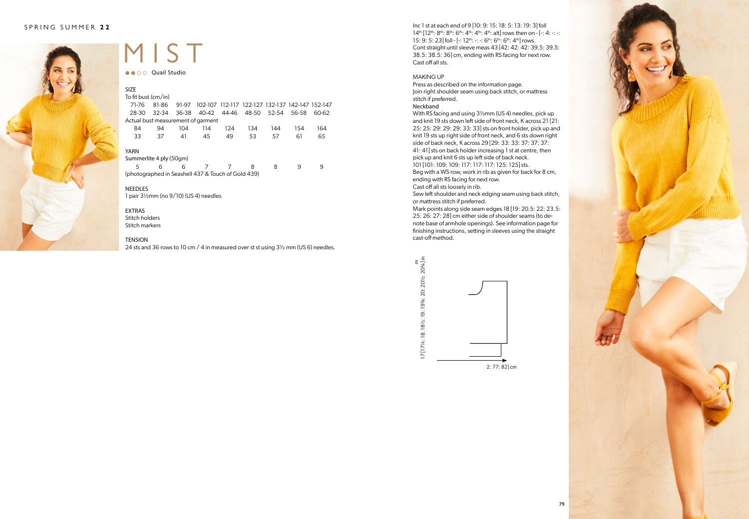# MIST

●●○○ Quail Studio

**SIZE**

| To fit bust (cm/in) | | | | | | | | |
|---|---|---|---|---|---|---|---|---|
| 71-76 | 81-86 | 91-97 | 102-107 | 112-117 | 122-127 | 132-137 | 142-147 | 152-147 |
| 28-30 | 32-34 | 36-38 | 40-42 | 44-46 | 48-50 | 52-54 | 56-58 | 60-62 |
| **Actual bust measurement of garment** | | | | | | | | |
| 84 | 94 | 104 | 114 | 124 | 134 | 144 | 154 | 164 |
| 33 | 37 | 41 | 45 | 49 | 53 | 57 | 61 | 65 |

**YARN**

Summerlite 4 ply (50gm)

| 5 | 6 | 6 | 7 | 7 | 8 | 8 | 9 | 9 |
|---|---|---|---|---|---|---|---|---|

(photographed in Seashell 437 & Touch of Gold 439)

**NEEDLES**

1 pair 3½mm (no 9/10) (US 4) needles

**EXTRAS**

Stitch holders
Stitch markers

**TENSION**

24 sts and 36 rows to 10 cm / 4 in measured over st st using 3½ mm (US 6) needles.

Inc 1 st at each end of 9 [10: 9: 15: 18: 5: 13: 19: 3] foll 14th [12th: 8th: 8th: 6th: 4th: 4th: 4th: alt] rows then on - [-: 4: -: -: 15: 9: 5: 23] foll - [-: 12th: -: -: 6th: 6th: 4th] rows.
Cont straight until sleeve meas 43 [42: 42: 42: 39.5: 39.5: 38.5: 38.5: 36] cm, ending with RS facing for next row.
Cast off all sts.

**MAKING UP**

Press as described on the information page.
Join right shoulder seam using back stitch, or mattress stitch if preferred.

**Neckband**

With RS facing and using 3½mm (US 4) needles, pick up and knit 19 sts down left side of front neck, K across 21 [21: 25: 25: 29: 29: 29: 33: 33] sts on front holder, pick up and knit 19 sts up right side of front neck, and 6 sts down right side of back neck, K across 29 [29: 33: 33: 37: 37: 37: 41: 41] sts on back holder increasing 1 st at centre, then pick up and knit 6 sts up left side of back neck.
101 [101: 109: 109: 117: 117: 117: 125: 125] sts.
Beg with a WS row, work in rib as given for back for 8 cm, ending with RS facing for next row.
Cast off all sts loosely in rib.
Sew left shoulder and neck edging seam using back stitch, or mattress stitch if preferred.
Mark points along side seam edges 18 [19: 20.5: 22: 23.5: 25: 26: 27: 28] cm either side of shoulder seams (to denote base of armhole openings). See information page for finishing instructions, setting in sleeves using the straight cast-off method.

17 [17¼: 18: 18½: 19: 19¾: 20: 20½: 20¾] in

2: 77: 82] cm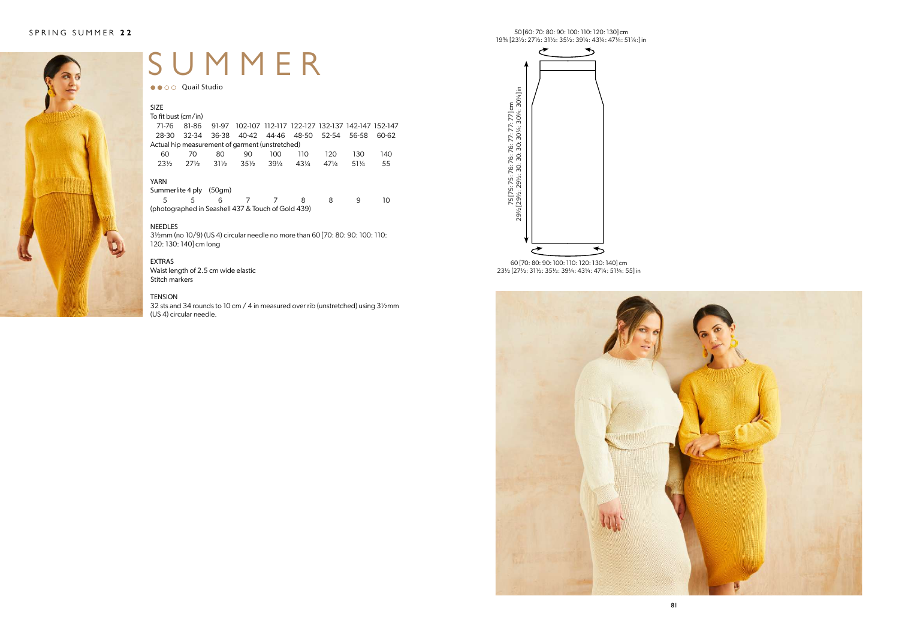# SUMMER

●●○○ Quail Studio

## SIZE

To fit bust (cm/in)

| 71-76 | 81-86 | 91-97 | 102-107 | 112-117 | 122-127 | 132-137 | 142-147 | 152-147 |
|---|---|---|---|---|---|---|---|---|
| 28-30 | 32-34 | 36-38 | 40-42 | 44-46 | 48-50 | 52-54 | 56-58 | 60-62 |

Actual hip measurement of garment (unstretched)

| 60 | 70 | 80 | 90 | 100 | 110 | 120 | 130 | 140 |
|---|---|---|---|---|---|---|---|---|
| 23½ | 27½ | 31½ | 35½ | 39¼ | 43¼ | 47¼ | 51¼ | 55 |

## YARN

Summerlite 4 ply (50gm)

| 5 | 5 | 6 | 7 | 7 | 8 | 8 | 9 | 10 |
|---|---|---|---|---|---|---|---|---|

(photographed in Seashell 437 & Touch of Gold 439)

## NEEDLES

3½mm (no 10/9) (US 4) circular needle no more than 60 [70: 80: 90: 100: 110: 120: 130: 140] cm long

## EXTRAS

Waist length of 2.5 cm wide elastic
Stitch markers

## TENSION

32 sts and 34 rounds to 10 cm / 4 in measured over rib (unstretched) using 3½mm (US 4) circular needle.

50 [60: 70: 80: 90: 100: 110: 120: 130] cm
19¾ [23½: 27½: 31½: 35½: 39¼: 43¼: 47¼: 51¼:] in

75 [75: 75: 76: 76: 77: 77: 77] cm
29½ [29½: 29½: 30: 30: 30¼: 30¼: 30¼] in

60 [70: 80: 90: 100: 110: 120: 130: 140] cm
23½ [27½: 31½: 35½: 39¼: 43¼: 47¼: 51¼: 55] in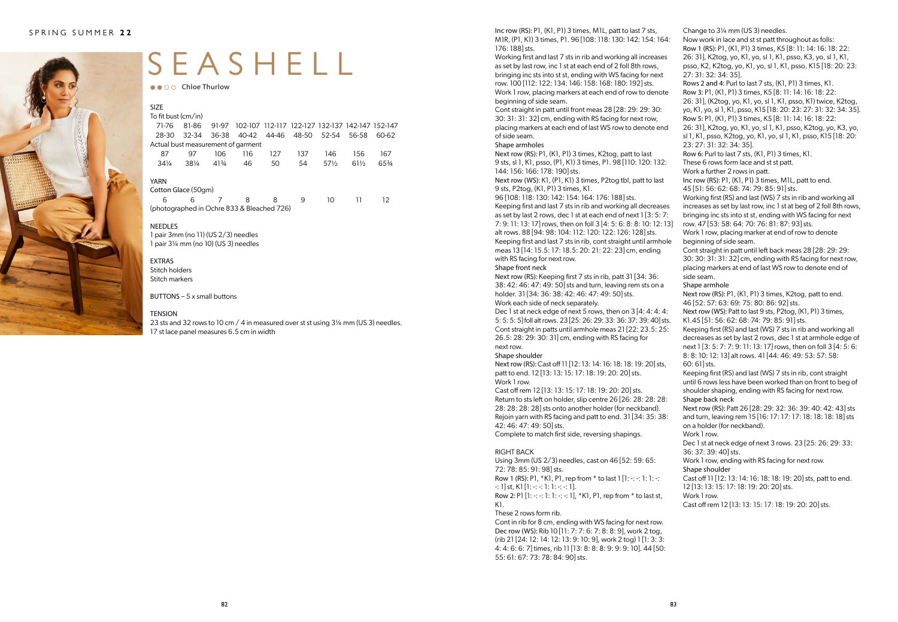# SEASHELL

●●○○ Chloe Thurlow

## SIZE

| To fit bust (cm/in) | | | | | | | | |
|---|---|---|---|---|---|---|---|---|
| 71-76 | 81-86 | 91-97 | 102-107 | 112-117 | 122-127 | 132-137 | 142-147 | 152-147 |
| 28-30 | 32-34 | 36-38 | 40-42 | 44-46 | 48-50 | 52-54 | 56-58 | 60-62 |
| **Actual bust measurement of garment** | | | | | | | | |
| 87 | 97 | 106 | 116 | 127 | 137 | 146 | 156 | 167 |
| 34¼ | 38¼ | 41¾ | 46 | 50 | 54 | 57½ | 61½ | 65¾ |

## YARN

| Cotton Glace (50gm) | | | | | | | | |
|---|---|---|---|---|---|---|---|---|
| 6 | 6 | 7 | 8 | 8 | 9 | 10 | 11 | 12 |

(photographed in Ochre 833 & Bleached 726)

## NEEDLES

1 pair 3mm (no 11) (US 2/3) needles
1 pair 3¼ mm (no 10) (US 3) needles

## EXTRAS

Stitch holders
Stitch markers

BUTTONS – 5 x small buttons

## TENSION

23 sts and 32 rows to 10 cm / 4 in measured over st st using 3¼ mm (US 3) needles.
17 st lace panel measures 6.5 cm in width

**Inc row (RS):** P1, (K1, P1) 3 times, M1L, patt to last 7 sts, M1R, (P1, K1) 3 times, P1. 96 [108: 118: 130: 142: 154: 164: 176: 188] sts.

Working first and last 7 sts in rib and working all increases as set by last row, inc 1 st at each end of 2 foll 8th rows, bringing inc sts into st st, ending with WS facing for next row. 100 [112: 122: 134: 146: 158: 168: 180: 192] sts.

Work 1 row, placing markers at each end of row to denote beginning of side seam.

Cont straight in patt until front meas 28 [28: 29: 29: 30: 30: 31: 31: 32] cm, ending with RS facing for next row, placing markers at each end of last WS row to denote end of side seam.

### Shape armholes

**Next row (RS):** P1, (K1, P1) 3 times, K2tog, patt to last 9 sts, sl 1, K1, psso, (P1, K1) 3 times, P1. 98 [110: 120: 132: 144: 156: 166: 178: 190] sts.

**Next row (WS):** K1, (P1, K1) 3 times, P2tog tbl, patt to last 9 sts, P2tog, (K1, P1) 3 times, K1.

96 [108: 118: 130: 142: 154: 164: 176: 188] sts.

Keeping first and last 7 sts in rib and working all decreases as set by last 2 rows, dec 1 st at each end of next 1 [3: 5: 7: 7: 9: 11: 13: 17] rows, then on foll 3 [4: 5: 6: 8: 8: 10: 12: 13] alt rows. 88 [94: 98: 104: 112: 120: 122: 126: 128] sts.

Keeping first and last 7 sts in rib, cont straight until armhole meas 13 [14: 15.5: 17: 18.5: 20: 21: 22: 23] cm, ending with RS facing for next row.

### Shape front neck

**Next row (RS):** Keeping first 7 sts in rib, patt 31 [34: 36: 38: 42: 46: 47: 49: 50] sts and turn, leaving rem sts on a holder. 31 [34: 36: 38: 42: 46: 47: 49: 50] sts.

Work each side of neck separately.

Dec 1 st at neck edge of next 5 rows, then on 3 [4: 4: 4: 4: 5: 5: 5: 5] foll alt rows. 23 [25: 26: 29: 33: 36: 37: 39: 40] sts.

Cont straight in patts until armhole meas 21 [22: 23.5: 25: 26.5: 28: 29: 30: 31] cm, ending with RS facing for next row.

### Shape shoulder

**Next row (RS):** Cast off 11 [12: 13: 14: 16: 18: 18: 19: 20] sts, patt to end. 12 [13: 13: 15: 17: 18: 19: 20: 20] sts.

Work 1 row.

Cast off rem 12 [13: 13: 15: 17: 18: 19: 20: 20] sts.

Return to sts left on holder, slip centre 26 [26: 28: 28: 28: 28: 28: 28: 28] sts onto another holder (for neckband). Rejoin yarn with RS facing and patt to end. 31 [34: 35: 38: 42: 46: 47: 49: 50] sts.

Complete to match first side, reversing shapings.

## RIGHT BACK

Using 3mm (US 2/3) needles, cast on 46 [52: 59: 65: 72: 78: 85: 91: 98] sts.

**Row 1 (RS):** P1, *K1, P1, rep from * to last 1 [1: -: -: 1: 1: -: -: 1] st, K1 [1: -: -: 1: 1: -: -: 1].

**Row 2:** P1 [1: -: -: 1: 1: -: -: 1], *K1, P1, rep from * to last st, K1.

These 2 rows form rib.

Cont in rib for 8 cm, ending with WS facing for next row.

**Dec row (WS):** Rib 10 [11: 7: 7: 6: 7: 8: 8: 9], work 2 tog, (rib 21 [24: 12: 14: 12: 13: 9: 10: 9], work 2 tog) 1 [1: 3: 3: 4: 4: 6: 6: 7] times, rib 11 [13: 8: 8: 8: 9: 9: 9: 10]. 44 [50: 55: 61: 67: 73: 78: 84: 90] sts.

Change to 3¼ mm (US 3) needles.

Now work in lace and st st patt throughout as folls:

**Row 1 (RS):** P1, (K1, P1) 3 times, K5 [8: 11: 14: 16: 18: 22: 26: 31], K2tog, yo, K1, yo, sl 1, K1, psso, K3, yo, sl 1, K1, psso, K2, K2tog, yo, K1, yo, sl 1, K1, psso, K15 [18: 20: 23: 27: 31: 32: 34: 35].

**Rows 2 and 4:** Purl to last 7 sts, (K1, P1) 3 times, K1.

**Row 3:** P1, (K1, P1) 3 times, K5 [8: 11: 14: 16: 18: 22: 26: 31], (K2tog, yo, K1, yo, sl 1, K1, psso, K1) twice, K2tog, yo, K1, yo, sl 1, K1, psso, K15 [18: 20: 23: 27: 31: 32: 34: 35].

**Row 5:** P1, (K1, P1) 3 times, K5 [8: 11: 14: 16: 18: 22: 26: 31], K2tog, yo, K1, yo, sl 1, K1, psso, K2tog, yo, K3, yo, sl 1, K1, psso, K2tog, yo, K1, yo, sl 1, K1, psso, K15 [18: 20: 23: 27: 31: 32: 34: 35].

**Row 6:** Purl to last 7 sts, (K1, P1) 3 times, K1.

These 6 rows form lace and st st patt.

Work a further 2 rows in patt.

**Inc row (RS):** P1, (K1, P1) 3 times, M1L, patt to end. 45 [51: 56: 62: 68: 74: 79: 85: 91] sts.

Working first (RS) and last (WS) 7 sts in rib and working all increases as set by last row, inc 1 st at beg of 2 foll 8th rows, bringing inc sts into st st, ending with WS facing for next row. 47 [53: 58: 64: 70: 76: 81: 87: 93] sts.

Work 1 row, placing marker at end of row to denote beginning of side seam.

Cont straight in patt until left back meas 28 [28: 29: 29: 30: 30: 31: 31: 32] cm, ending with RS facing for next row, placing markers at end of last WS row to denote end of side seam.

### Shape armhole

**Next row (RS):** P1, (K1, P1) 3 times, K2tog, patt to end. 46 [52: 57: 63: 69: 75: 80: 86: 92] sts.

**Next row (WS):** Patt to last 9 sts, P2tog, (K1, P1) 3 times, K1. 45 [51: 56: 62: 68: 74: 79: 85: 91] sts.

Keeping first (RS) and last (WS) 7 sts in rib and working all decreases as set by last 2 rows, dec 1 st at armhole edge of next 1 [3: 5: 7: 7: 9: 11: 13: 17] rows, then on foll 3 [4: 5: 6: 8: 8: 10: 12: 13] alt rows. 41 [44: 46: 49: 53: 57: 58: 60: 61] sts.

Keeping first (RS) and last (WS) 7 sts in rib, cont straight until 6 rows less have been worked than on front to beg of shoulder shaping, ending with RS facing for next row.

### Shape back neck

**Next row (RS):** Patt 26 [28: 29: 32: 36: 39: 40: 42: 43] sts and turn, leaving rem 15 [16: 17: 17: 17: 18: 18: 18: 18] sts on a holder (for neckband).

Work 1 row.

Dec 1 st at neck edge of next 3 rows. 23 [25: 26: 29: 33: 36: 37: 39: 40] sts.

Work 1 row, ending with RS facing for next row.

### Shape shoulder

Cast off 11 [12: 13: 14: 16: 18: 18: 19: 20] sts, patt to end. 12 [13: 13: 15: 17: 18: 19: 20: 20] sts.

Work 1 row.

Cast off rem 12 [13: 13: 15: 17: 18: 19: 20: 20] sts.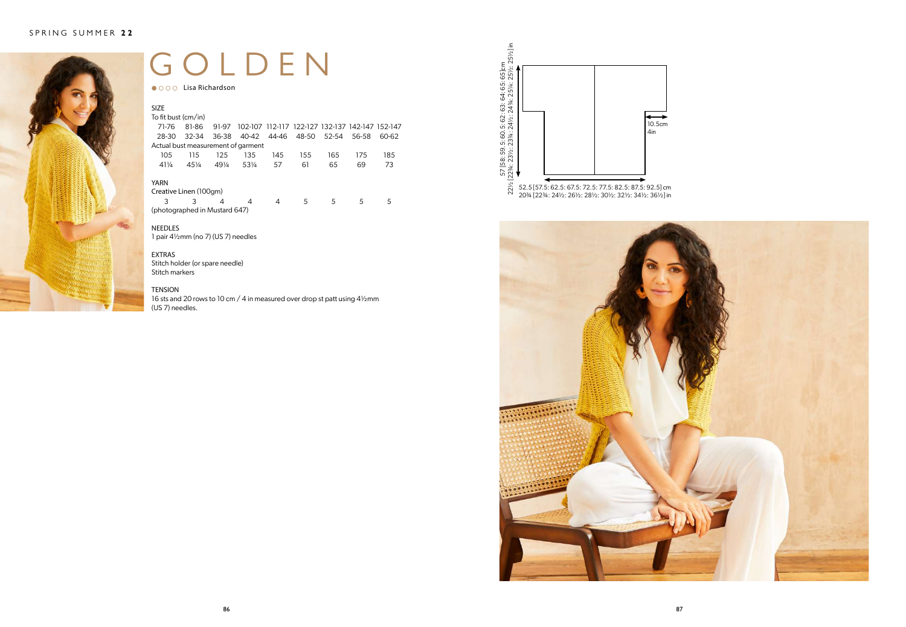# GOLDEN

●○○○ Lisa Richardson

## SIZE

To fit bust (cm/in)

| 71-76 | 81-86 | 91-97 | 102-107 | 112-117 | 122-127 | 132-137 | 142-147 | 152-147 |
|---|---|---|---|---|---|---|---|---|
| 28-30 | 32-34 | 36-38 | 40-42 | 44-46 | 48-50 | 52-54 | 56-58 | 60-62 |

Actual bust measurement of garment

| 105 | 115 | 125 | 135 | 145 | 155 | 165 | 175 | 185 |
|---|---|---|---|---|---|---|---|---|
| 41¼ | 45¼ | 49¼ | 53¼ | 57 | 61 | 65 | 69 | 73 |

## YARN

Creative Linen (100gm)

| 3 | 3 | 4 | 4 | 4 | 5 | 5 | 5 | 5 |
|---|---|---|---|---|---|---|---|---|

(photographed in Mustard 647)

## NEEDLES

1 pair 4½mm (no 7) (US 7) needles

## EXTRAS

Stitch holder (or spare needle)
Stitch markers

## TENSION

16 sts and 20 rows to 10 cm / 4 in measured over drop st patt using 4½mm (US 7) needles.

57 [58: 59.5: 60.5: 62: 63: 64: 65: 65] cm
22½ [22¾: 23½: 23¾: 24½: 24¾: 25¼: 25½: 25½] in

10.5cm
4in

52.5 [57.5: 62.5: 67.5: 72.5: 77.5: 82.5: 87.5: 92.5] cm
20¾ [22¾: 24½: 26½: 28½: 30½: 32½: 34½: 36½] in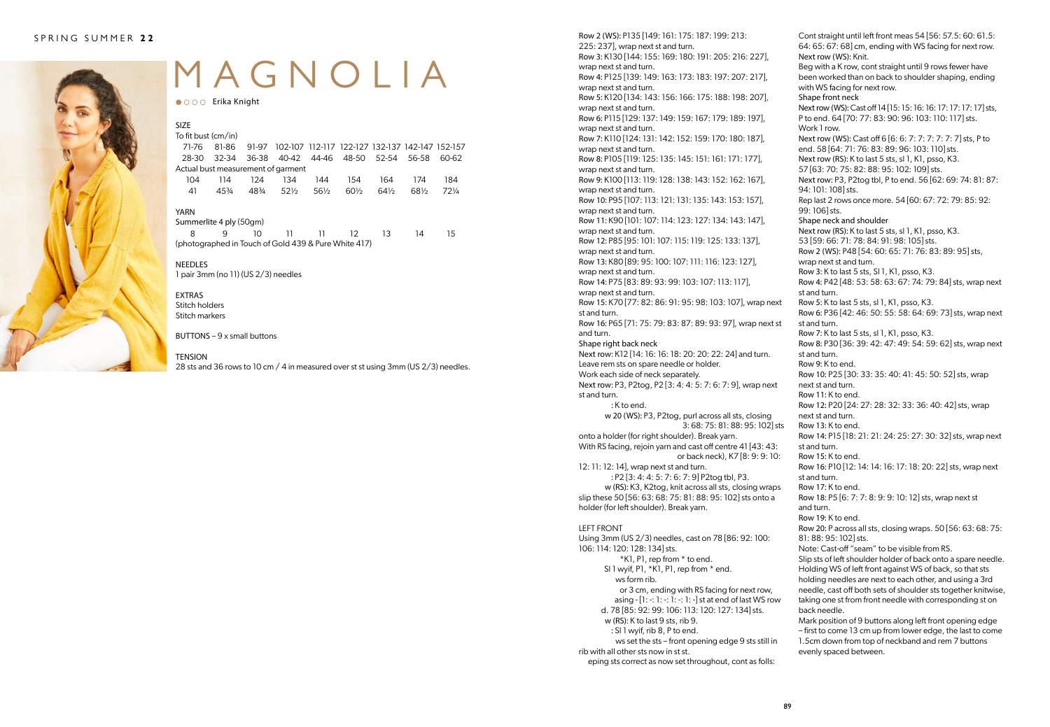# MAGNOLIA

●○○○ Erika Knight

## SIZE

To fit bust (cm/in)

| 71-76 | 81-86 | 91-97 | 102-107 | 112-117 | 122-127 | 132-137 | 142-147 | 152-157 |
|---|---|---|---|---|---|---|---|---|
| 28-30 | 32-34 | 36-38 | 40-42 | 44-46 | 48-50 | 52-54 | 56-58 | 60-62 |

Actual bust measurement of garment

| 104 | 114 | 124 | 134 | 144 | 154 | 164 | 174 | 184 |
|---|---|---|---|---|---|---|---|---|
| 41 | 45¾ | 48¾ | 52½ | 56½ | 60½ | 64½ | 68½ | 72¼ |

## YARN

Summerlite 4 ply (50gm)

| 8 | 9 | 10 | 11 | 11 | 12 | 13 | 14 | 15 |
|---|---|---|---|---|---|---|---|---|

(photographed in Touch of Gold 439 & Pure White 417)

## NEEDLES

1 pair 3mm (no 11) (US 2/3) needles

## EXTRAS

Stitch holders
Stitch markers

BUTTONS – 9 x small buttons

## TENSION

28 sts and 36 rows to 10 cm / 4 in measured over st st using 3mm (US 2/3) needles.

Row 2 (WS): P135 [149: 161: 175: 187: 199: 213: 225: 237], wrap next st and turn.
Row 3: K130 [144: 155: 169: 180: 191: 205: 216: 227], wrap next st and turn.
Row 4: P125 [139: 149: 163: 173: 183: 197: 207: 217], wrap next st and turn.
Row 5: K120 [134: 143: 156: 166: 175: 188: 198: 207], wrap next st and turn.
Row 6: P115 [129: 137: 149: 159: 167: 179: 189: 197], wrap next st and turn.
Row 7: K110 [124: 131: 142: 152: 159: 170: 180: 187], wrap next st and turn.
Row 8: P105 [119: 125: 135: 145: 151: 161: 171: 177], wrap next st and turn.
Row 9: K100 [113: 119: 128: 138: 143: 152: 162: 167], wrap next st and turn.
Row 10: P95 [107: 113: 121: 131: 135: 143: 153: 157], wrap next st and turn.
Row 11: K90 [101: 107: 114: 123: 127: 134: 143: 147], wrap next st and turn.
Row 12: P85 [95: 101: 107: 115: 119: 125: 133: 137], wrap next st and turn.
Row 13: K80 [89: 95: 100: 107: 111: 116: 123: 127], wrap next st and turn.
Row 14: P75 [83: 89: 93: 99: 103: 107: 113: 117], wrap next st and turn.
Row 15: K70 [77: 82: 86: 91: 95: 98: 103: 107], wrap next st and turn.
Row 16: P65 [71: 75: 79: 83: 87: 89: 93: 97], wrap next st and turn.

Shape right back neck

Next row: K12 [14: 16: 16: 18: 20: 20: 22: 24] and turn.
Leave rem sts on spare needle or holder.
Work each side of neck separately.
Next row: P3, P2tog, P2 [3: 4: 4: 5: 7: 6: 7: 9], wrap next st and turn.
: K to end.
w 20 (WS): P3, P2tog, purl across all sts, closing
3: 68: 75: 81: 88: 95: 102] sts
onto a holder (for right shoulder). Break yarn.
With RS facing, rejoin yarn and cast off centre 41 [43: 43:
or back neck), K7 [8: 9: 9: 10:
12: 11: 12: 14], wrap next st and turn.
: P2 [3: 4: 4: 5: 7: 6: 7: 9] P2tog tbl, P3.
w (RS): K3, K2tog, knit across all sts, closing wraps
slip these 50 [56: 63: 68: 75: 81: 88: 95: 102] sts onto a holder (for left shoulder). Break yarn.

## LEFT FRONT

Using 3mm (US 2/3) needles, cast on 78 [86: 92: 100: 106: 114: 120: 128: 134] sts.
*K1, P1, rep from * to end.
Sl 1 wyif, P1, *K1, P1, rep from * end.
ws form rib.
or 3 cm, ending with RS facing for next row,
asing - [1: -: 1: -: 1: -: 1: -] st at end of last WS row
d. 78 [85: 92: 99: 106: 113: 120: 127: 134] sts.
w (RS): K to last 9 sts, rib 9.
: Sl 1 wyif, rib 8, P to end.
ws set the sts – front opening edge 9 sts still in rib with all other sts now in st st.
eping sts correct as now set throughout, cont as folls:

Cont straight until left front meas 54 [56: 57.5: 60: 61.5: 64: 65: 67: 68] cm, ending with WS facing for next row.
Next row (WS): Knit.
Beg with a K row, cont straight until 9 rows fewer have been worked than on back to shoulder shaping, ending with WS facing for next row.

Shape front neck

Next row (WS): Cast off 14 [15: 15: 16: 16: 17: 17: 17: 17] sts, P to end. 64 [70: 77: 83: 90: 96: 103: 110: 117] sts.
Work 1 row.
Next row (WS): Cast off 6 [6: 6: 7: 7: 7: 7: 7: 7] sts, P to end. 58 [64: 71: 76: 83: 89: 96: 103: 110] sts.
Next row (RS): K to last 5 sts, sl 1, K1, psso, K3.
57 [63: 70: 75: 82: 88: 95: 102: 109] sts.
Next row: P3, P2tog tbl, P to end. 56 [62: 69: 74: 81: 87: 94: 101: 108] sts.
Rep last 2 rows once more. 54 [60: 67: 72: 79: 85: 92: 99: 106] sts.

Shape neck and shoulder

Next row (RS): K to last 5 sts, sl 1, K1, psso, K3.
53 [59: 66: 71: 78: 84: 91: 98: 105] sts.
Row 2 (WS): P48 [54: 60: 65: 71: 76: 83: 89: 95] sts, wrap next st and turn.
Row 3: K to last 5 sts, Sl 1, K1, psso, K3.
Row 4: P42 [48: 53: 58: 63: 67: 74: 79: 84] sts, wrap next st and turn.
Row 5: K to last 5 sts, sl 1, K1, psso, K3.
Row 6: P36 [42: 46: 50: 55: 58: 64: 69: 73] sts, wrap next st and turn.
Row 7: K to last 5 sts, sl 1, K1, psso, K3.
Row 8: P30 [36: 39: 42: 47: 49: 54: 59: 62] sts, wrap next st and turn.
Row 9: K to end.
Row 10: P25 [30: 33: 35: 40: 41: 45: 50: 52] sts, wrap next st and turn.
Row 11: K to end.
Row 12: P20 [24: 27: 28: 32: 33: 36: 40: 42] sts, wrap next st and turn.
Row 13: K to end.
Row 14: P15 [18: 21: 21: 24: 25: 27: 30: 32] sts, wrap next st and turn.
Row 15: K to end.
Row 16: P10 [12: 14: 14: 16: 17: 18: 20: 22] sts, wrap next st and turn.
Row 17: K to end.
Row 18: P5 [6: 7: 7: 8: 9: 9: 10: 12] sts, wrap next st and turn.
Row 19: K to end.
Row 20: P across all sts, closing wraps. 50 [56: 63: 68: 75: 81: 88: 95: 102] sts.
Note: Cast-off "seam" to be visible from RS.
Slip sts of left shoulder holder of back onto a spare needle. Holding WS of left front against WS of back, so that sts holding needles are next to each other, and using a 3rd needle, cast off both sets of shoulder sts together knitwise, taking one st from front needle with corresponding st on back needle.
Mark position of 9 buttons along left front opening edge – first to come 13 cm up from lower edge, the last to come 1.5cm down from top of neckband and rem 7 buttons evenly spaced between.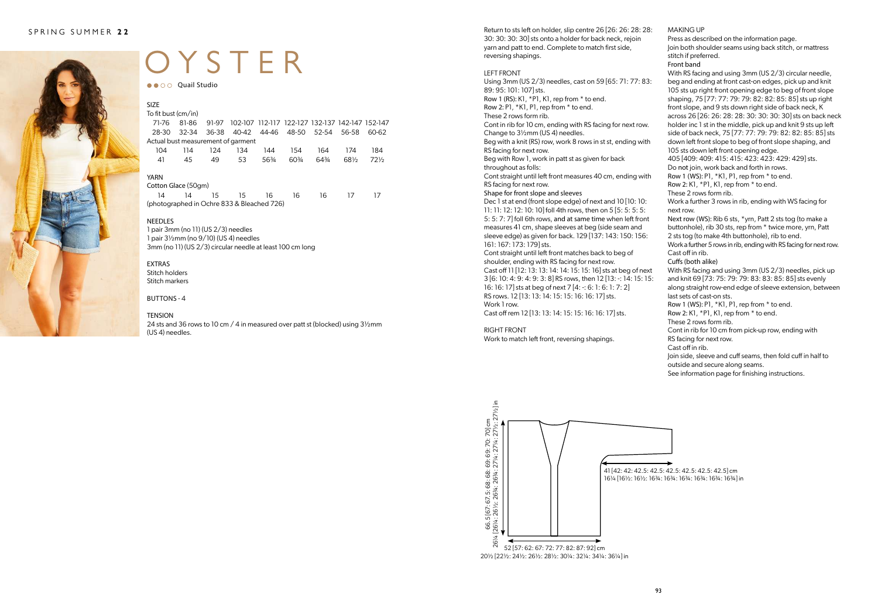# OYSTER

●●○○ Quail Studio

## SIZE

To fit bust (cm/in)

| 71-76 | 81-86 | 91-97 | 102-107 | 112-117 | 122-127 | 132-137 | 142-147 | 152-147 |
|---|---|---|---|---|---|---|---|---|
| 28-30 | 32-34 | 36-38 | 40-42 | 44-46 | 48-50 | 52-54 | 56-58 | 60-62 |

Actual bust measurement of garment

| 104 | 114 | 124 | 134 | 144 | 154 | 164 | 174 | 184 |
|---|---|---|---|---|---|---|---|---|
| 41 | 45 | 49 | 53 | 56¾ | 60¾ | 64¾ | 68½ | 72½ |

## YARN

Cotton Glace (50gm)

| 14 | 14 | 15 | 15 | 16 | 16 | 16 | 17 | 17 |
|---|---|---|---|---|---|---|---|---|

(photographed in Ochre 833 & Bleached 726)

## NEEDLES

1 pair 3mm (no 11) (US 2/3) needles
1 pair 3½mm (no 9/10) (US 4) needles
3mm (no 11) (US 2/3) circular needle at least 100 cm long

## EXTRAS

Stitch holders
Stitch markers

## BUTTONS - 4

## TENSION

24 sts and 36 rows to 10 cm / 4 in measured over patt st (blocked) using 3½mm (US 4) needles.

Return to sts left on holder, slip centre 26 [26: 26: 28: 28: 30: 30: 30: 30] sts onto a holder for back neck, rejoin yarn and patt to end. Complete to match first side, reversing shapings.

## LEFT FRONT

Using 3mm (US 2/3) needles, cast on 59 [65: 71: 77: 83: 89: 95: 101: 107] sts.

**Row 1 (RS):** K1, *P1, K1, rep from * to end.

**Row 2:** P1, *K1, P1, rep from * to end.

These 2 rows form rib.

Cont in rib for 10 cm, ending with RS facing for next row.

Change to 3½mm (US 4) needles.

Beg with a knit (RS) row, work 8 rows in st st, ending with RS facing for next row.

Beg with Row 1, work in patt st as given for back throughout as folls:

Cont straight until left front measures 40 cm, ending with RS facing for next row.

**Shape for front slope and sleeves**

Dec 1 st at end (front slope edge) of next and 10 [10: 10: 11: 11: 12: 12: 10: 10] foll 4th rows, then on 5 [5: 5: 5: 5: 5: 7: 7] foll 6th rows, **and at same time** when left front measures 41 cm, shape sleeves at beg (side seam and sleeve edge) as given for back. 129 [137: 143: 150: 156: 161: 167: 173: 179] sts.

Cont straight until left front matches back to beg of shoulder, ending with RS facing for next row.

Cast off 11 [12: 13: 13: 14: 14: 15: 15: 16] sts at beg of next 3 [6: 10: 4: 9: 4: 9: 3: 8] RS rows, then 12 [13: -: 14: 15: 15: 16: 16: 17] sts at beg of next 7 [4: -: 6: 1: 6: 1: 7: 2] RS rows. 12 [13: 13: 14: 15: 15: 16: 16: 17] sts.

Work 1 row.

Cast off rem 12 [13: 13: 14: 15: 15: 16: 16: 17] sts.

## RIGHT FRONT

Work to match left front, reversing shapings.

## MAKING UP

Press as described on the information page.

Join both shoulder seams using back stitch, or mattress stitch if preferred.

**Front band**

With RS facing and using 3mm (US 2/3) circular needle, beg and ending at front cast-on edges, pick up and knit 105 sts up right front opening edge to beg of front slope shaping, 75 [77: 77: 79: 79: 82: 82: 85: 85] sts up right front slope, and 9 sts down right side of back neck, K across 26 [26: 26: 28: 28: 30: 30: 30: 30] sts on back neck holder inc 1 st in the middle, pick up and knit 9 sts up left side of back neck, 75 [77: 77: 79: 79: 82: 82: 85: 85] sts down left front slope to beg of front slope shaping, and 105 sts down left front opening edge. 405 [409: 409: 415: 415: 423: 423: 429: 429] sts.

Do **not** join, work back and forth in rows.

**Row 1 (WS):** P1, *K1, P1, rep from * to end.

**Row 2:** K1, *P1, K1, rep from * to end.

These 2 rows form rib.

Work a further 3 rows in rib, ending with WS facing for next row.

**Next row (WS):** Rib 6 sts, *yrn, Patt 2 sts tog (to make a buttonhole), rib 30 sts, rep from * twice more, yrn, Patt 2 sts tog (to make 4th buttonhole), rib to end.

Work a further 5 rows in rib, ending with RS facing for next row.

Cast off in rib.

**Cuffs (both alike)**

With RS facing and using 3mm (US 2/3) needles, pick up and knit 69 [73: 75: 79: 79: 83: 83: 85: 85] sts evenly along straight row-end edge of sleeve extension, between last sets of cast-on sts.

**Row 1 (WS):** P1, *K1, P1, rep from * to end.

**Row 2:** K1, *P1, K1, rep from * to end.

These 2 rows form rib.

Cont in rib for 10 cm from pick-up row, ending with RS facing for next row.

Cast off in rib.

Join side, sleeve and cuff seams, then fold cuff in half to outside and secure along seams.

See information page for finishing instructions.

66.5 [67: 67.5: 68: 69: 69: 70: 70] cm
26¼ [26¼: 26½: 26¾: 26¾: 27¼: 27¼: 27½: 27½] in

41 [42: 42: 42.5: 42.5: 42.5: 42.5: 42.5: 42.5] cm
16¼ [16½: 16½: 16¾: 16¾: 16¾: 16¾: 16¾: 16¾] in

52 [57: 62: 67: 72: 77: 82: 87: 92] cm
20½ [22½: 24½: 26½: 28½: 30¼: 32¼: 34¼: 36¼] in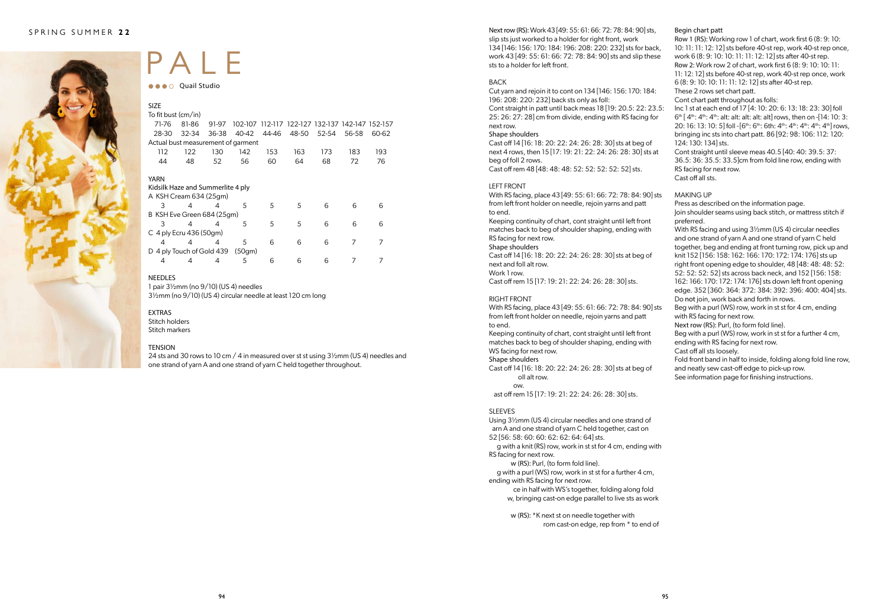# PALE

●●●○ Quail Studio

## SIZE

| To fit bust (cm/in) | | | | | | | | |
|---|---|---|---|---|---|---|---|---|
| 71-76 | 81-86 | 91-97 | 102-107 | 112-117 | 122-127 | 132-137 | 142-147 | 152-157 |
| 28-30 | 32-34 | 36-38 | 40-42 | 44-46 | 48-50 | 52-54 | 56-58 | 60-62 |
| **Actual bust measurement of garment** | | | | | | | | |
| 112 | 122 | 130 | 142 | 153 | 163 | 173 | 183 | 193 |
| 44 | 48 | 52 | 56 | 60 | 64 | 68 | 72 | 76 |

## YARN

Kidsilk Haze and Summerlite 4 ply

| A KSH Cream 634 (25gm) | | | | | | | | |
|---|---|---|---|---|---|---|---|---|
| 3 | 4 | 4 | 5 | 5 | 5 | 6 | 6 | 6 |
| **B KSH Eve Green 684 (25gm)** | | | | | | | | |
| 3 | 4 | 4 | 5 | 5 | 5 | 6 | 6 | 6 |
| **C 4 ply Ecru 436 (50gm)** | | | | | | | | |
| 4 | 4 | 4 | 5 | 6 | 6 | 6 | 7 | 7 |
| **D 4 ply Touch of Gold 439 (50gm)** | | | | | | | | |
| 4 | 4 | 4 | 5 | 6 | 6 | 6 | 7 | 7 |

## NEEDLES

1 pair 3½mm (no 9/10) (US 4) needles
3½mm (no 9/10) (US 4) circular needle at least 120 cm long

## EXTRAS

Stitch holders
Stitch markers

## TENSION

24 sts and 30 rows to 10 cm / 4 in measured over st st using 3½mm (US 4) needles and one strand of yarn A and one strand of yarn C held together throughout.

**Next row (RS):** Work 43 [49: 55: 61: 66: 72: 78: 84: 90] sts, slip sts just worked to a holder for right front, work 134 [146: 156: 170: 184: 196: 208: 220: 232] sts for back, work 43 [49: 55: 61: 66: 72: 78: 84: 90] sts and slip these sts to a holder for left front.

## BACK

Cut yarn and rejoin it to cont on 134 [146: 156: 170: 184: 196: 208: 220: 232] back sts only as foll:
Cont straight in patt until back meas 18 [19: 20.5: 22: 23.5: 25: 26: 27: 28] cm from divide, ending with RS facing for next row.

**Shape shoulders**

Cast off 14 [16: 18: 20: 22: 24: 26: 28: 30] sts at beg of next 4 rows, then 15 [17: 19: 21: 22: 24: 26: 28: 30] sts at beg of foll 2 rows.
Cast off rem 48 [48: 48: 52: 52: 52: 52: 52: 52] sts.

## LEFT FRONT

With RS facing, place 43 [49: 55: 61: 66: 72: 78: 84: 90] sts from left front holder on needle, rejoin yarns and patt to end.
Keeping continuity of chart, cont straight until left front matches back to beg of shoulder shaping, ending with RS facing for next row.

**Shape shoulders**

Cast off 14 [16: 18: 20: 22: 24: 26: 28: 30] sts at beg of next and foll alt row.
Work 1 row.
Cast off rem 15 [17: 19: 21: 22: 24: 26: 28: 30] sts.

## RIGHT FRONT

With RS facing, place 43 [49: 55: 61: 66: 72: 78: 84: 90] sts from left front holder on needle, rejoin yarns and patt to end.
Keeping continuity of chart, cont straight until left front matches back to beg of shoulder shaping, ending with WS facing for next row.

**Shape shoulders**

Cast off 14 [16: 18: 20: 22: 24: 26: 28: 30] sts at beg of
oll alt row.
ow.
ast off rem 15 [17: 19: 21: 22: 24: 26: 28: 30] sts.

## SLEEVES

Using 3½mm (US 4) circular needles and one strand of
arn A and one strand of yarn C held together, cast on
52 [56: 58: 60: 60: 62: 62: 64: 64] sts.
g with a knit (RS) row, work in st st for 4 cm, ending with RS facing for next row.
w (RS): Purl, (to form fold line).
g with a purl (WS) row, work in st st for a further 4 cm, ending with RS facing for next row.
ce in half with WS's together, folding along fold
w, bringing cast-on edge parallel to live sts as work

w (RS): *K next st on needle together with
rom cast-on edge, rep from * to end of

**Begin chart patt**

**Row 1 (RS):** Working row 1 of chart, work first 6 (8: 9: 10: 10: 11: 11: 12: 12] sts before 40-st rep, work 40-st rep once, work 6 (8: 9: 10: 10: 11: 11: 12: 12] sts after 40-st rep.
**Row 2:** Work row 2 of chart, work first 6 (8: 9: 10: 10: 11: 11: 12: 12] sts before 40-st rep, work 40-st rep once, work 6 (8: 9: 10: 10: 11: 11: 12: 12] sts after 40-st rep.
These 2 rows set chart patt.
Cont chart patt throughout as follows:
Inc 1 st at each end of 17 [4: 10: 20: 6: 13: 18: 23: 30] foll 6th [ 4th: 4th: 4th: alt: alt: alt: alt: alt] rows, then on -[14: 10: 3: 20: 16: 13: 10: 5] foll -[6th: 6th: 6th: 4th: 4th: 4th: 4th: 4th] rows, bringing inc sts into chart patt. 86 [92: 98: 106: 112: 120: 124: 130: 134] sts.
Cont straight until sleeve meas 40.5 [40: 40: 39.5: 37: 36.5: 36: 35.5: 33.5]cm from fold line row, ending with RS facing for next row.
Cast off all sts.

## MAKING UP

Press as described on the information page.
Join shoulder seams using back stitch, or mattress stitch if preferred.
With RS facing and using 3½mm (US 4) circular needles and one strand of yarn A and one strand of yarn C held together, beg and ending at front turning row, pick up and knit 152 [156: 158: 162: 166: 170: 172: 174: 176] sts up right front opening edge to shoulder, 48 [48: 48: 48: 52: 52: 52: 52: 52] sts across back neck, and 152 [156: 158: 162: 166: 170: 172: 174: 176] sts down left front opening edge. 352 [360: 364: 372: 384: 392: 396: 400: 404] sts.
Do not join, work back and forth in rows.
Beg with a purl (WS) row, work in st st for 4 cm, ending with RS facing for next row.
**Next row (RS):** Purl, (to form fold line).
Beg with a purl (WS) row, work in st st for a further 4 cm, ending with RS facing for next row.
Cast off all sts loosely.
Fold front band in half to inside, folding along fold line row, and neatly sew cast-off edge to pick-up row.
See information page for finishing instructions.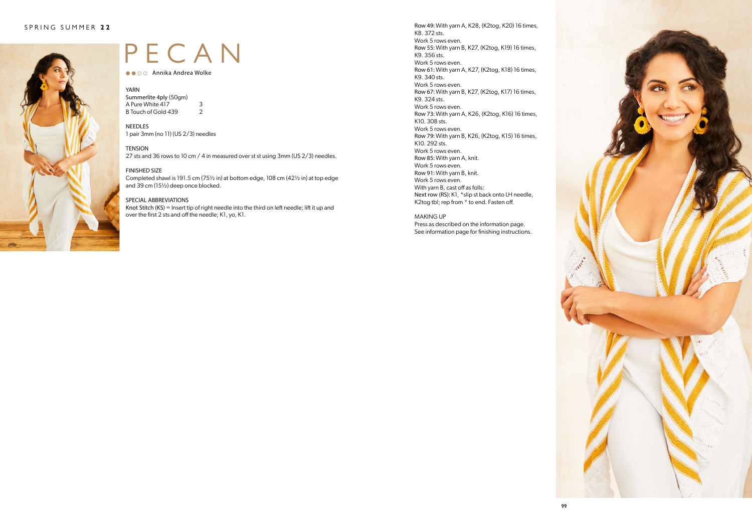# PECAN

●●○○ Annika Andrea Wolke

YARN

Summerlite 4ply (50gm)

| | |
|---|---|
| A Pure White 417 | 3 |
| B Touch of Gold 439 | 2 |

NEEDLES

1 pair 3mm (no 11) (US 2/3) needles

TENSION

27 sts and 36 rows to 10 cm / 4 in measured over st st using 3mm (US 2/3) needles.

FINISHED SIZE

Completed shawl is 191.5 cm (75½ in) at bottom edge, 108 cm (42½ in) at top edge and 39 cm (15½) deep once blocked.

SPECIAL ABBREVIATIONS

**Knot Stitch (KS)** = Insert tip of right needle into the third on left needle; lift it up and over the first 2 sts and off the needle; K1, yo, K1.

**Row 49:** With yarn A, K28, (K2tog, K20) 16 times, K8. 372 sts.

Work 5 rows even.

**Row 55:** With yarn B, K27, (K2tog, K19) 16 times, K9. 356 sts.

Work 5 rows even.

**Row 61:** With yarn A, K27, (K2tog, K18) 16 times, K9. 340 sts.

Work 5 rows even.

**Row 67:** With yarn B, K27, (K2tog, K17) 16 times, K9. 324 sts.

Work 5 rows even.

**Row 73:** With yarn A, K26, (K2tog, K16) 16 times, K10. 308 sts.

Work 5 rows even.

**Row 79:** With yarn B, K26, (K2tog, K15) 16 times, K10. 292 sts.

Work 5 rows even.

**Row 85:** With yarn A, knit.

Work 5 rows even.

**Row 91:** With yarn B, knit.

Work 5 rows even.

With yarn B, cast off as folls:

**Next row (RS):** K1, *slip st back onto LH needle, K2tog tbl; rep from * to end. Fasten off.

MAKING UP

Press as described on the information page.
See information page for finishing instructions.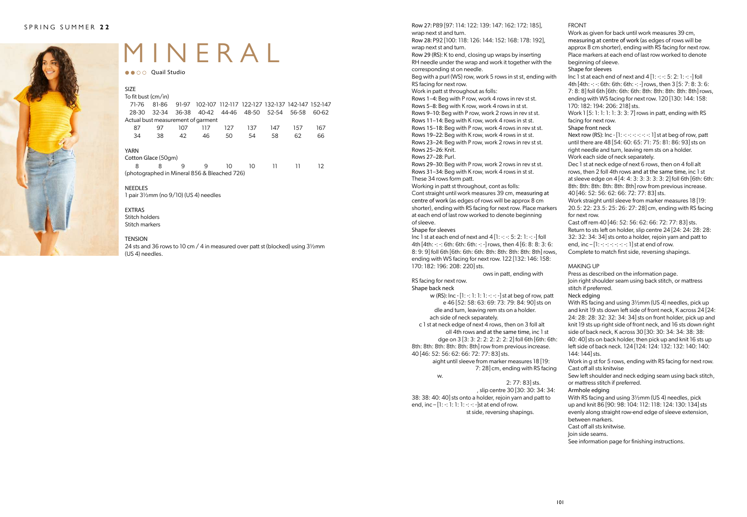# MINERAL

●●○○ Quail Studio

### SIZE

To fit bust (cm/in)

| 71-76 | 81-86 | 91-97 | 102-107 | 112-117 | 122-127 | 132-137 | 142-147 | 152-147 |
|---|---|---|---|---|---|---|---|---|
| 28-30 | 32-34 | 36-38 | 40-42 | 44-46 | 48-50 | 52-54 | 56-58 | 60-62 |

Actual bust measurement of garment

| 87 | 97 | 107 | 117 | 127 | 137 | 147 | 157 | 167 |
|---|---|---|---|---|---|---|---|---|
| 34 | 38 | 42 | 46 | 50 | 54 | 58 | 62 | 66 |

### YARN

Cotton Glace (50gm)

| 8 | 8 | 9 | 9 | 10 | 10 | 11 | 11 | 12 |
|---|---|---|---|---|---|---|---|---|

(photographed in Mineral 856 & Bleached 726)

### NEEDLES

1 pair 3½mm (no 9/10) (US 4) needles

### EXTRAS

Stitch holders
Stitch markers

### TENSION

24 sts and 36 rows to 10 cm / 4 in measured over patt st (blocked) using 3½mm (US 4) needles.

Row 27: P89 [97: 114: 122: 139: 147: 162: 172: 185], wrap next st and turn.
Row 28: P92 [100: 118: 126: 144: 152: 168: 178: 192], wrap next st and turn.
Row 29 (RS): K to end, closing up wraps by inserting RH needle under the wrap and work it together with the corresponding st on needle.
Beg with a purl (WS) row, work 5 rows in st st, ending with RS facing for next row.
Work in patt st throughout as folls:
Rows 1–4: Beg with P row, work 4 rows in rev st st.
Rows 5–8: Beg with K row, work 4 rows in st st.
Rows 9–10: Beg with P row, work 2 rows in rev st st.
Rows 11–14: Beg with K row, work 4 rows in st st.
Rows 15–18: Beg with P row, work 4 rows in rev st st.
Rows 19–22: Beg with K row, work 4 rows in st st.
Rows 23–24: Beg with P row, work 2 rows in rev st st.
Rows 25–26: Knit.
Rows 27–28: Purl.
Rows 29–30: Beg with P row, work 2 rows in rev st st.
Rows 31–34: Beg with K row, work 4 rows in st st.
These 34 rows form patt.
Working in patt st throughout, cont as folls:
Cont straight until work measures 39 cm, measuring at centre of work (as edges of rows will be approx 8 cm shorter), ending with RS facing for next row. Place markers at each end of last row worked to denote beginning of sleeve.

**Shape for sleeves**

Inc 1 st at each end of next and 4 [1: -: -: 5: 2: 1: -: -] foll 4th [4th: -: -: 6th: 6th: 6th: -: -] rows, then 4 [6: 8: 8: 3: 6: 8: 9: 9] foll 6th [6th: 6th: 6th: 8th: 8th: 8th: 8th: 8th] rows, ending with WS facing for next row. 122 [132: 146: 158: 170: 182: 196: 208: 220] sts.

ows in patt, ending with RS facing for next row.

**Shape back neck**

w (RS): Inc - [1: -: 1: 1: 1: -: -: -] st at beg of row, patt e 46 [52: 58: 63: 69: 73: 79: 84: 90] sts on dle and turn, leaving rem sts on a holder. ach side of neck separately.
c 1 st at neck edge of next 4 rows, then on 3 foll alt oll 4th rows and at the same time, inc 1 st dge on 3 [3: 3: 2: 2: 2: 2: 2: 2] foll 6th [6th: 6th: 8th: 8th: 8th: 8th: 8th: 8th] row from previous increase. 40 [46: 52: 56: 62: 66: 72: 77: 83] sts.
aight until sleeve from marker measures 18 [19: 7: 28] cm, ending with RS facing w.
2: 77: 83] sts.
, slip centre 30 [30: 30: 34: 34: 38: 38: 40: 40] sts onto a holder, rejoin yarn and patt to end, inc – [1: -: 1: 1: 1: -: -: -]st at end of row.
st side, reversing shapings.

### FRONT

Work as given for back until work measures 39 cm, measuring at centre of work (as edges of rows will be approx 8 cm shorter), ending with RS facing for next row. Place markers at each end of last row worked to denote beginning of sleeve.

**Shape for sleeves**

Inc 1 st at each end of next and 4 [1: -: -: 5: 2: 1: -: -] foll 4th [4th: -: -: 6th: 6th: 6th: -: -] rows, then 3 [5: 7: 8: 3: 6: 7: 8: 8] foll 6th [6th: 6th: 6th: 8th: 8th: 8th: 8th: 8th] rows, ending with WS facing for next row. 120 [130: 144: 158: 170: 182: 194: 206: 218] sts.
Work 1 [5: 1: 1: 1: 1: 3: 3: 7] rows in patt, ending with RS facing for next row.

**Shape front neck**

Next row (RS): Inc - [1: -: -: -: -: -: -: 1] st at beg of row, patt until there are 48 [54: 60: 65: 71: 75: 81: 86: 93] sts on right needle and turn, leaving rem sts on a holder.
Work each side of neck separately.
Dec 1 st at neck edge of next 6 rows, then on 4 foll alt rows, then 2 foll 4th rows and at the same time, inc 1 st at sleeve edge on 4 [4: 4: 3: 3: 3: 3: 3: 2] foll 6th [6th: 6th: 8th: 8th: 8th: 8th: 8th: 8th] row from previous increase. 40 [46: 52: 56: 62: 66: 72: 77: 83] sts.
Work straight until sleeve from marker measures 18 [19: 20.5: 22: 23.5: 25: 26: 27: 28] cm, ending with RS facing for next row.
Cast off rem 40 [46: 52: 56: 62: 66: 72: 77: 83] sts.
Return to sts left on holder, slip centre 24 [24: 24: 28: 28: 32: 32: 34: 34] sts onto a holder, rejoin yarn and patt to end, inc – [1: -: -: -: -: -: -: 1] st at end of row.
Complete to match first side, reversing shapings.

### MAKING UP

Press as described on the information page.
Join right shoulder seam using back stitch, or mattress stitch if preferred.

**Neck edging**

With RS facing and using 3½mm (US 4) needles, pick up and knit 19 sts down left side of front neck, K across 24 [24: 24: 28: 28: 32: 32: 34: 34] sts on front holder, pick up and knit 19 sts up right side of front neck, and 16 sts down right side of back neck, K across 30 [30: 30: 34: 34: 38: 38: 40: 40] sts on back holder, then pick up and knit 16 sts up left side of back neck. 124 [124: 124: 132: 132: 140: 140: 144: 144] sts.
Work in g st for 5 rows, ending with RS facing for next row.
Cast off all sts knitwise
Sew left shoulder and neck edging seam using back stitch, or mattress stitch if preferred.

**Armhole edging**

With RS facing and using 3½mm (US 4) needles, pick up and knit 86 [90: 98: 104: 112: 118: 124: 130: 134] sts evenly along straight row-end edge of sleeve extension, between markers.
Cast off all sts knitwise.
Join side seams.
See information page for finishing instructions.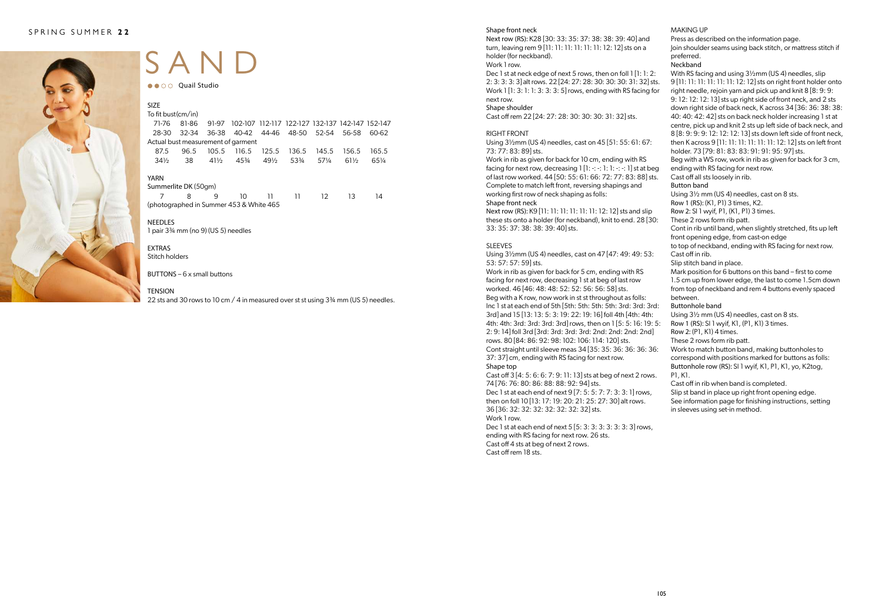# SAND

●●○○ Quail Studio

## SIZE

To fit bust(cm/in)

| | | | | | | | | |
|---|---|---|---|---|---|---|---|---|
| 71-76 | 81-86 | 91-97 | 102-107 | 112-117 | 122-127 | 132-137 | 142-147 | 152-147 |
| 28-30 | 32-34 | 36-38 | 40-42 | 44-46 | 48-50 | 52-54 | 56-58 | 60-62 |

Actual bust measurement of garment

| | | | | | | | | |
|---|---|---|---|---|---|---|---|---|
| 87.5 | 96.5 | 105.5 | 116.5 | 125.5 | 136.5 | 145.5 | 156.5 | 165.5 |
| 34½ | 38 | 41½ | 45¾ | 49½ | 53¾ | 57¼ | 61½ | 65¼ |

## YARN

Summerlite DK (50gm)

| | | | | | | | | |
|---|---|---|---|---|---|---|---|---|
| 7 | 8 | 9 | 10 | 11 | 11 | 12 | 13 | 14 |

(photographed in Summer 453 & White 465

## NEEDLES

1 pair 3¾ mm (no 9) (US 5) needles

## EXTRAS

Stitch holders

BUTTONS – 6 x small buttons

## TENSION

22 sts and 30 rows to 10 cm / 4 in measured over st st using 3¾ mm (US 5) needles.

Shape front neck

Next row (RS): K28 [30: 33: 35: 37: 38: 38: 39: 40] and turn, leaving rem 9 [11: 11: 11: 11: 11: 11: 12: 12] sts on a holder (for neckband).

Work 1 row.

Dec 1 st at neck edge of next 5 rows, then on foll 1 [1: 1: 2: 2: 3: 3: 3: 3] alt rows. 22 [24: 27: 28: 30: 30: 30: 31: 32] sts.

Work 1 [1: 3: 1: 1: 3: 3: 3: 5] rows, ending with RS facing for next row.

Shape shoulder

Cast off rem 22 [24: 27: 28: 30: 30: 30: 31: 32] sts.

## RIGHT FRONT

Using 3½mm (US 4) needles, cast on 45 [51: 55: 61: 67: 73: 77: 83: 89] sts.

Work in rib as given for back for 10 cm, ending with RS facing for next row, decreasing 1 [1: -: -: 1: 1: -: -: 1] st at beg of last row worked. 44 [50: 55: 61: 66: 72: 77: 83: 88] sts.

Complete to match left front, reversing shapings and working first row of neck shaping as folls:

Shape front neck

Next row (RS): K9 [11: 11: 11: 11: 11: 11: 12: 12] sts and slip these sts onto a holder (for neckband), knit to end. 28 [30: 33: 35: 37: 38: 38: 39: 40] sts.

## SLEEVES

Using 3½mm (US 4) needles, cast on 47 [47: 49: 49: 53: 53: 57: 57: 59] sts.

Work in rib as given for back for 5 cm, ending with RS facing for next row, decreasing 1 st at beg of last row worked. 46 [46: 48: 48: 52: 52: 56: 56: 58] sts.

Beg with a K row, now work in st st throughout as folls:

Inc 1 st at each end of 5th [5th: 5th: 5th: 5th: 3rd: 3rd: 3rd: 3rd] and 15 [13: 13: 5: 3: 19: 22: 19: 16] foll 4th [4th: 4th: 4th: 4th: 3rd: 3rd: 3rd: 3rd] rows, then on 1 [5: 5: 16: 19: 5: 2: 9: 14] foll 3rd [3rd: 3rd: 3rd: 3rd: 2nd: 2nd: 2nd: 2nd] rows. 80 [84: 86: 92: 98: 102: 106: 114: 120] sts.

Cont straight until sleeve meas 34 [35: 35: 36: 36: 36: 36: 37: 37] cm, ending with RS facing for next row.

Shape top

Cast off 3 [4: 5: 6: 6: 7: 9: 11: 13] sts at beg of next 2 rows. 74 [76: 76: 80: 86: 88: 88: 92: 94] sts.

Dec 1 st at each end of next 9 [7: 5: 5: 7: 7: 3: 3: 1] rows, then on foll 10 [13: 17: 19: 20: 21: 25: 27: 30] alt rows. 36 [36: 32: 32: 32: 32: 32: 32: 32] sts.

Work 1 row.

Dec 1 st at each end of next 5 [5: 3: 3: 3: 3: 3: 3: 3] rows, ending with RS facing for next row. 26 sts.

Cast off 4 sts at beg of next 2 rows.

Cast off rem 18 sts.

## MAKING UP

Press as described on the information page.

Join shoulder seams using back stitch, or mattress stitch if preferred.

Neckband

With RS facing and using 3½mm (US 4) needles, slip 9 [11: 11: 11: 11: 11: 11: 12: 12] sts on right front holder onto right needle, rejoin yarn and pick up and knit 8 [8: 9: 9: 9: 12: 12: 12: 13] sts up right side of front neck, and 2 sts down right side of back neck, K across 34 [36: 36: 38: 38: 40: 40: 42: 42] sts on back neck holder increasing 1 st at centre, pick up and knit 2 sts up left side of back neck, and 8 [8: 9: 9: 9: 12: 12: 12: 13] sts down left side of front neck, then K across 9 [11: 11: 11: 11: 11: 11: 12: 12] sts on left front holder. 73 [79: 81: 83: 83: 91: 91: 95: 97] sts.

Beg with a WS row, work in rib as given for back for 3 cm, ending with RS facing for next row.

Cast off all sts loosely in rib.

Button band

Using 3½ mm (US 4) needles, cast on 8 sts.

Row 1 (RS): (K1, P1) 3 times, K2.

Row 2: Sl 1 wyif, P1, (K1, P1) 3 times.

These 2 rows form rib patt.

Cont in rib until band, when slightly stretched, fits up left front opening edge, from cast-on edge to top of neckband, ending with RS facing for next row.

Cast off in rib.

Slip stitch band in place.

Mark position for 6 buttons on this band – first to come 1.5 cm up from lower edge, the last to come 1.5cm down from top of neckband and rem 4 buttons evenly spaced between.

Buttonhole band

Using 3½ mm (US 4) needles, cast on 8 sts.

Row 1 (RS): Sl 1 wyif, K1, (P1, K1) 3 times.

Row 2: (P1, K1) 4 times.

These 2 rows form rib patt.

Work to match button band, making buttonholes to correspond with positions marked for buttons as folls:

Buttonhole row (RS): Sl 1 wyif, K1, P1, K1, yo, K2tog, P1, K1.

Cast off in rib when band is completed.

Slip st band in place up right front opening edge.

See information page for finishing instructions, setting in sleeves using set-in method.